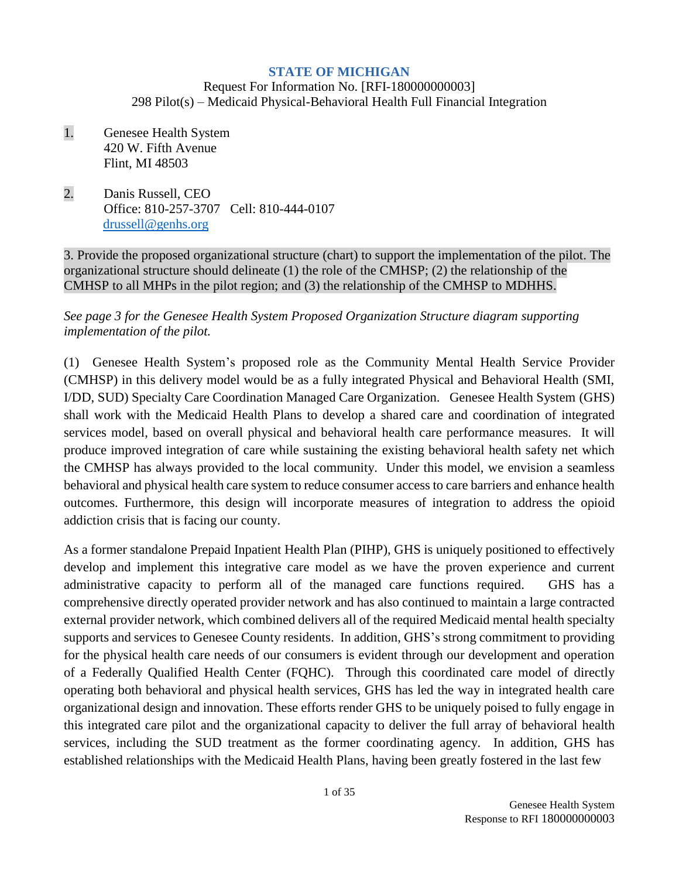# STATE OF MICHIGAN

Request For Information No. [RFI-180000000003]
298 Pilot(s) – Medicaid Physical-Behavioral Health Full Financial Integration

1. Genesee Health System
   420 W. Fifth Avenue
   Flint, MI 48503

2. Danis Russell, CEO
   Office: 810-257-3707 Cell: 810-444-0107
   drussell@genhs.org

3. Provide the proposed organizational structure (chart) to support the implementation of the pilot. The organizational structure should delineate (1) the role of the CMHSP; (2) the relationship of the CMHSP to all MHPs in the pilot region; and (3) the relationship of the CMHSP to MDHHS.

*See page 3 for the Genesee Health System Proposed Organization Structure diagram supporting implementation of the pilot.*

(1) Genesee Health System's proposed role as the Community Mental Health Service Provider (CMHSP) in this delivery model would be as a fully integrated Physical and Behavioral Health (SMI, I/DD, SUD) Specialty Care Coordination Managed Care Organization. Genesee Health System (GHS) shall work with the Medicaid Health Plans to develop a shared care and coordination of integrated services model, based on overall physical and behavioral health care performance measures. It will produce improved integration of care while sustaining the existing behavioral health safety net which the CMHSP has always provided to the local community. Under this model, we envision a seamless behavioral and physical health care system to reduce consumer access to care barriers and enhance health outcomes. Furthermore, this design will incorporate measures of integration to address the opioid addiction crisis that is facing our county.

As a former standalone Prepaid Inpatient Health Plan (PIHP), GHS is uniquely positioned to effectively develop and implement this integrative care model as we have the proven experience and current administrative capacity to perform all of the managed care functions required. GHS has a comprehensive directly operated provider network and has also continued to maintain a large contracted external provider network, which combined delivers all of the required Medicaid mental health specialty supports and services to Genesee County residents. In addition, GHS's strong commitment to providing for the physical health care needs of our consumers is evident through our development and operation of a Federally Qualified Health Center (FQHC). Through this coordinated care model of directly operating both behavioral and physical health services, GHS has led the way in integrated health care organizational design and innovation. These efforts render GHS to be uniquely poised to fully engage in this integrated care pilot and the organizational capacity to deliver the full array of behavioral health services, including the SUD treatment as the former coordinating agency. In addition, GHS has established relationships with the Medicaid Health Plans, having been greatly fostered in the last few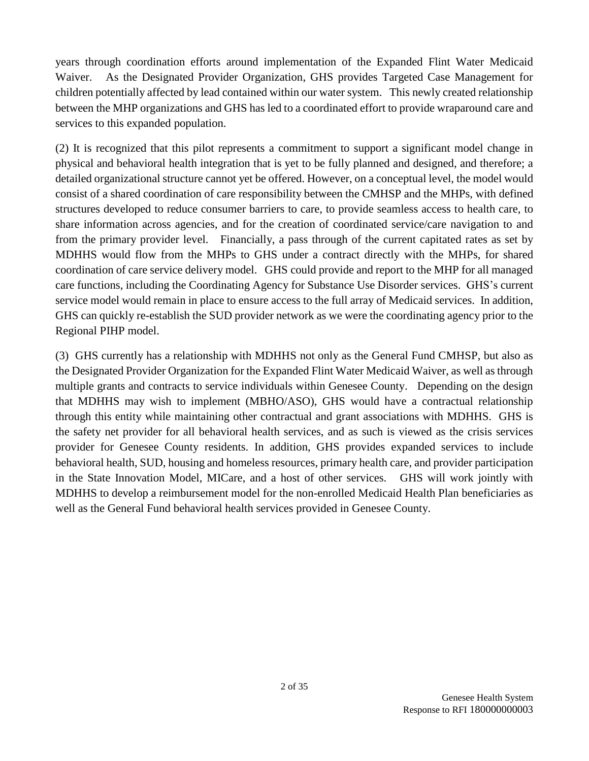years through coordination efforts around implementation of the Expanded Flint Water Medicaid Waiver. As the Designated Provider Organization, GHS provides Targeted Case Management for children potentially affected by lead contained within our water system. This newly created relationship between the MHP organizations and GHS has led to a coordinated effort to provide wraparound care and services to this expanded population.

(2) It is recognized that this pilot represents a commitment to support a significant model change in physical and behavioral health integration that is yet to be fully planned and designed, and therefore; a detailed organizational structure cannot yet be offered. However, on a conceptual level, the model would consist of a shared coordination of care responsibility between the CMHSP and the MHPs, with defined structures developed to reduce consumer barriers to care, to provide seamless access to health care, to share information across agencies, and for the creation of coordinated service/care navigation to and from the primary provider level. Financially, a pass through of the current capitated rates as set by MDHHS would flow from the MHPs to GHS under a contract directly with the MHPs, for shared coordination of care service delivery model. GHS could provide and report to the MHP for all managed care functions, including the Coordinating Agency for Substance Use Disorder services. GHS's current service model would remain in place to ensure access to the full array of Medicaid services. In addition, GHS can quickly re-establish the SUD provider network as we were the coordinating agency prior to the Regional PIHP model.

(3) GHS currently has a relationship with MDHHS not only as the General Fund CMHSP, but also as the Designated Provider Organization for the Expanded Flint Water Medicaid Waiver, as well as through multiple grants and contracts to service individuals within Genesee County. Depending on the design that MDHHS may wish to implement (MBHO/ASO), GHS would have a contractual relationship through this entity while maintaining other contractual and grant associations with MDHHS. GHS is the safety net provider for all behavioral health services, and as such is viewed as the crisis services provider for Genesee County residents. In addition, GHS provides expanded services to include behavioral health, SUD, housing and homeless resources, primary health care, and provider participation in the State Innovation Model, MICare, and a host of other services. GHS will work jointly with MDHHS to develop a reimbursement model for the non-enrolled Medicaid Health Plan beneficiaries as well as the General Fund behavioral health services provided in Genesee County.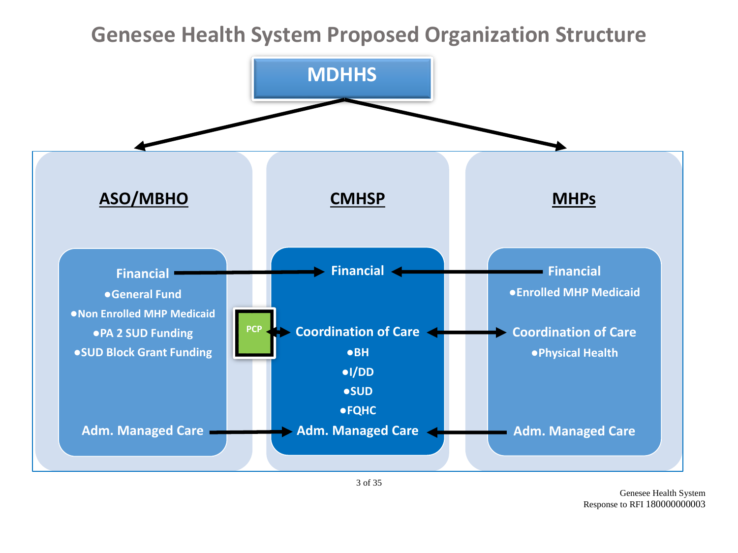# Genesee Health System Proposed Organization Structure

**MDHHS**

## ASO/MBHO

**Financial**

- General Fund
- Non Enrolled MHP Medicaid
- PA 2 SUD Funding
- SUD Block Grant Funding

**Adm. Managed Care**

**PCP**

## CMHSP

**Financial**

**Coordination of Care**

- BH
- I/DD
- SUD
- FQHC

**Adm. Managed Care**

## MHPs

**Financial**

- Enrolled MHP Medicaid

**Coordination of Care**

- Physical Health

**Adm. Managed Care**

Genesee Health System
Response to RFI 180000000003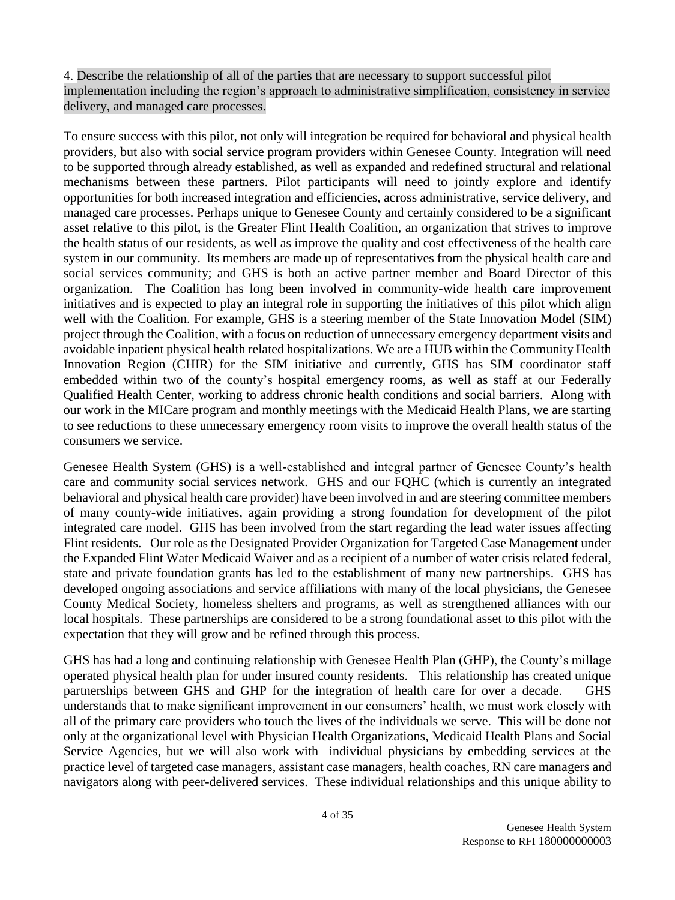4. Describe the relationship of all of the parties that are necessary to support successful pilot implementation including the region's approach to administrative simplification, consistency in service delivery, and managed care processes.

To ensure success with this pilot, not only will integration be required for behavioral and physical health providers, but also with social service program providers within Genesee County. Integration will need to be supported through already established, as well as expanded and redefined structural and relational mechanisms between these partners. Pilot participants will need to jointly explore and identify opportunities for both increased integration and efficiencies, across administrative, service delivery, and managed care processes. Perhaps unique to Genesee County and certainly considered to be a significant asset relative to this pilot, is the Greater Flint Health Coalition, an organization that strives to improve the health status of our residents, as well as improve the quality and cost effectiveness of the health care system in our community. Its members are made up of representatives from the physical health care and social services community; and GHS is both an active partner member and Board Director of this organization. The Coalition has long been involved in community-wide health care improvement initiatives and is expected to play an integral role in supporting the initiatives of this pilot which align well with the Coalition. For example, GHS is a steering member of the State Innovation Model (SIM) project through the Coalition, with a focus on reduction of unnecessary emergency department visits and avoidable inpatient physical health related hospitalizations. We are a HUB within the Community Health Innovation Region (CHIR) for the SIM initiative and currently, GHS has SIM coordinator staff embedded within two of the county's hospital emergency rooms, as well as staff at our Federally Qualified Health Center, working to address chronic health conditions and social barriers. Along with our work in the MICare program and monthly meetings with the Medicaid Health Plans, we are starting to see reductions to these unnecessary emergency room visits to improve the overall health status of the consumers we service.

Genesee Health System (GHS) is a well-established and integral partner of Genesee County's health care and community social services network. GHS and our FQHC (which is currently an integrated behavioral and physical health care provider) have been involved in and are steering committee members of many county-wide initiatives, again providing a strong foundation for development of the pilot integrated care model. GHS has been involved from the start regarding the lead water issues affecting Flint residents. Our role as the Designated Provider Organization for Targeted Case Management under the Expanded Flint Water Medicaid Waiver and as a recipient of a number of water crisis related federal, state and private foundation grants has led to the establishment of many new partnerships. GHS has developed ongoing associations and service affiliations with many of the local physicians, the Genesee County Medical Society, homeless shelters and programs, as well as strengthened alliances with our local hospitals. These partnerships are considered to be a strong foundational asset to this pilot with the expectation that they will grow and be refined through this process.

GHS has had a long and continuing relationship with Genesee Health Plan (GHP), the County's millage operated physical health plan for under insured county residents. This relationship has created unique partnerships between GHS and GHP for the integration of health care for over a decade. GHS understands that to make significant improvement in our consumers' health, we must work closely with all of the primary care providers who touch the lives of the individuals we serve. This will be done not only at the organizational level with Physician Health Organizations, Medicaid Health Plans and Social Service Agencies, but we will also work with individual physicians by embedding services at the practice level of targeted case managers, assistant case managers, health coaches, RN care managers and navigators along with peer-delivered services. These individual relationships and this unique ability to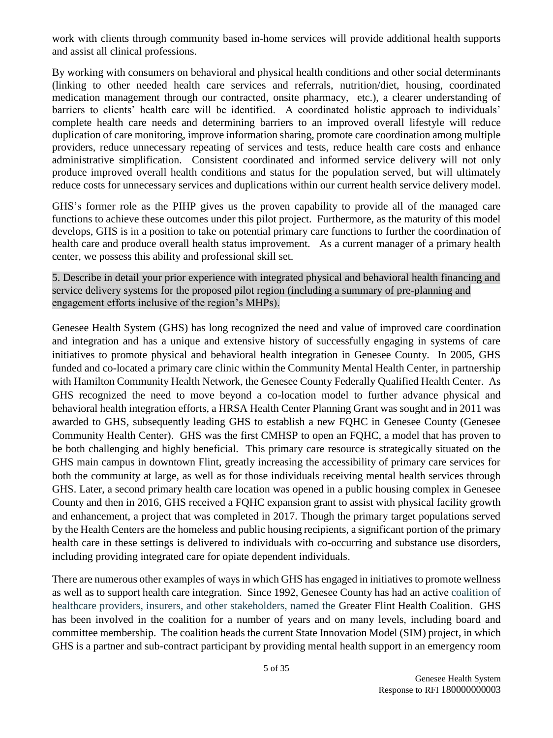work with clients through community based in-home services will provide additional health supports and assist all clinical professions.

By working with consumers on behavioral and physical health conditions and other social determinants (linking to other needed health care services and referrals, nutrition/diet, housing, coordinated medication management through our contracted, onsite pharmacy, etc.), a clearer understanding of barriers to clients' health care will be identified. A coordinated holistic approach to individuals' complete health care needs and determining barriers to an improved overall lifestyle will reduce duplication of care monitoring, improve information sharing, promote care coordination among multiple providers, reduce unnecessary repeating of services and tests, reduce health care costs and enhance administrative simplification. Consistent coordinated and informed service delivery will not only produce improved overall health conditions and status for the population served, but will ultimately reduce costs for unnecessary services and duplications within our current health service delivery model.

GHS's former role as the PIHP gives us the proven capability to provide all of the managed care functions to achieve these outcomes under this pilot project. Furthermore, as the maturity of this model develops, GHS is in a position to take on potential primary care functions to further the coordination of health care and produce overall health status improvement. As a current manager of a primary health center, we possess this ability and professional skill set.

5. Describe in detail your prior experience with integrated physical and behavioral health financing and service delivery systems for the proposed pilot region (including a summary of pre-planning and engagement efforts inclusive of the region's MHPs).

Genesee Health System (GHS) has long recognized the need and value of improved care coordination and integration and has a unique and extensive history of successfully engaging in systems of care initiatives to promote physical and behavioral health integration in Genesee County. In 2005, GHS funded and co-located a primary care clinic within the Community Mental Health Center, in partnership with Hamilton Community Health Network, the Genesee County Federally Qualified Health Center. As GHS recognized the need to move beyond a co-location model to further advance physical and behavioral health integration efforts, a HRSA Health Center Planning Grant was sought and in 2011 was awarded to GHS, subsequently leading GHS to establish a new FQHC in Genesee County (Genesee Community Health Center). GHS was the first CMHSP to open an FQHC, a model that has proven to be both challenging and highly beneficial. This primary care resource is strategically situated on the GHS main campus in downtown Flint, greatly increasing the accessibility of primary care services for both the community at large, as well as for those individuals receiving mental health services through GHS. Later, a second primary health care location was opened in a public housing complex in Genesee County and then in 2016, GHS received a FQHC expansion grant to assist with physical facility growth and enhancement, a project that was completed in 2017. Though the primary target populations served by the Health Centers are the homeless and public housing recipients, a significant portion of the primary health care in these settings is delivered to individuals with co-occurring and substance use disorders, including providing integrated care for opiate dependent individuals.

There are numerous other examples of ways in which GHS has engaged in initiatives to promote wellness as well as to support health care integration. Since 1992, Genesee County has had an active coalition of healthcare providers, insurers, and other stakeholders, named the Greater Flint Health Coalition. GHS has been involved in the coalition for a number of years and on many levels, including board and committee membership. The coalition heads the current State Innovation Model (SIM) project, in which GHS is a partner and sub-contract participant by providing mental health support in an emergency room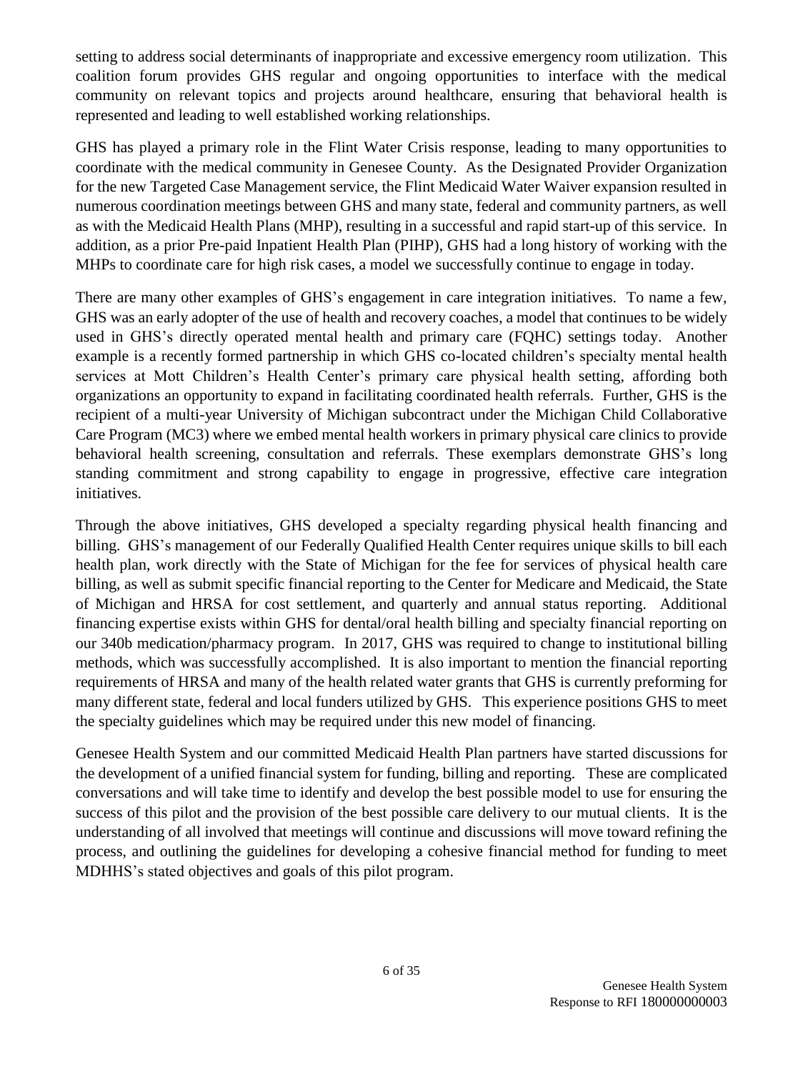setting to address social determinants of inappropriate and excessive emergency room utilization. This coalition forum provides GHS regular and ongoing opportunities to interface with the medical community on relevant topics and projects around healthcare, ensuring that behavioral health is represented and leading to well established working relationships.

GHS has played a primary role in the Flint Water Crisis response, leading to many opportunities to coordinate with the medical community in Genesee County. As the Designated Provider Organization for the new Targeted Case Management service, the Flint Medicaid Water Waiver expansion resulted in numerous coordination meetings between GHS and many state, federal and community partners, as well as with the Medicaid Health Plans (MHP), resulting in a successful and rapid start-up of this service. In addition, as a prior Pre-paid Inpatient Health Plan (PIHP), GHS had a long history of working with the MHPs to coordinate care for high risk cases, a model we successfully continue to engage in today.

There are many other examples of GHS's engagement in care integration initiatives. To name a few, GHS was an early adopter of the use of health and recovery coaches, a model that continues to be widely used in GHS's directly operated mental health and primary care (FQHC) settings today. Another example is a recently formed partnership in which GHS co-located children's specialty mental health services at Mott Children's Health Center's primary care physical health setting, affording both organizations an opportunity to expand in facilitating coordinated health referrals. Further, GHS is the recipient of a multi-year University of Michigan subcontract under the Michigan Child Collaborative Care Program (MC3) where we embed mental health workers in primary physical care clinics to provide behavioral health screening, consultation and referrals. These exemplars demonstrate GHS's long standing commitment and strong capability to engage in progressive, effective care integration initiatives.

Through the above initiatives, GHS developed a specialty regarding physical health financing and billing. GHS's management of our Federally Qualified Health Center requires unique skills to bill each health plan, work directly with the State of Michigan for the fee for services of physical health care billing, as well as submit specific financial reporting to the Center for Medicare and Medicaid, the State of Michigan and HRSA for cost settlement, and quarterly and annual status reporting. Additional financing expertise exists within GHS for dental/oral health billing and specialty financial reporting on our 340b medication/pharmacy program. In 2017, GHS was required to change to institutional billing methods, which was successfully accomplished. It is also important to mention the financial reporting requirements of HRSA and many of the health related water grants that GHS is currently preforming for many different state, federal and local funders utilized by GHS. This experience positions GHS to meet the specialty guidelines which may be required under this new model of financing.

Genesee Health System and our committed Medicaid Health Plan partners have started discussions for the development of a unified financial system for funding, billing and reporting. These are complicated conversations and will take time to identify and develop the best possible model to use for ensuring the success of this pilot and the provision of the best possible care delivery to our mutual clients. It is the understanding of all involved that meetings will continue and discussions will move toward refining the process, and outlining the guidelines for developing a cohesive financial method for funding to meet MDHHS's stated objectives and goals of this pilot program.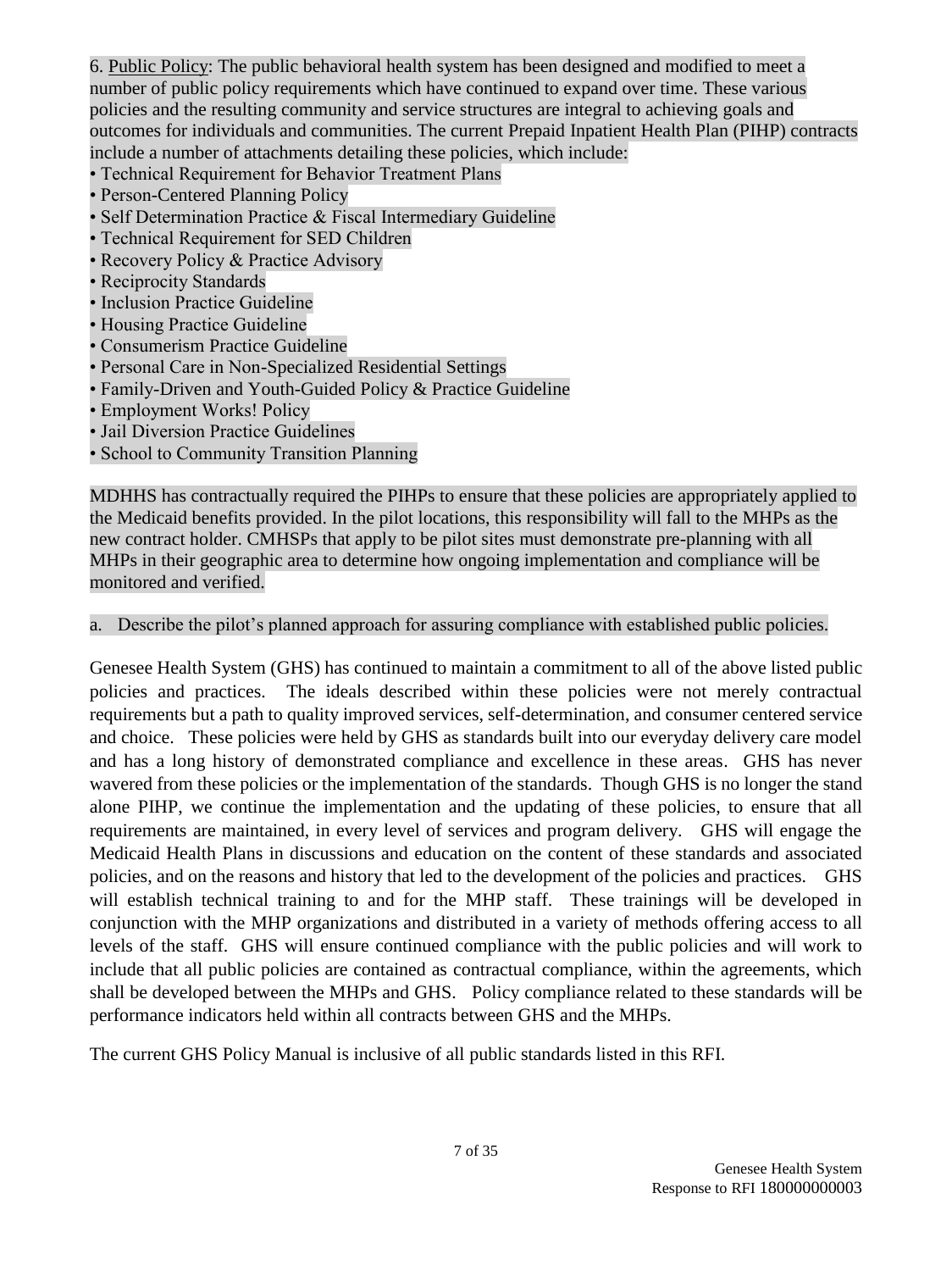6. Public Policy: The public behavioral health system has been designed and modified to meet a number of public policy requirements which have continued to expand over time. These various policies and the resulting community and service structures are integral to achieving goals and outcomes for individuals and communities. The current Prepaid Inpatient Health Plan (PIHP) contracts include a number of attachments detailing these policies, which include:

- Technical Requirement for Behavior Treatment Plans
- Person-Centered Planning Policy
- Self Determination Practice & Fiscal Intermediary Guideline
- Technical Requirement for SED Children
- Recovery Policy & Practice Advisory
- Reciprocity Standards
- Inclusion Practice Guideline
- Housing Practice Guideline
- Consumerism Practice Guideline
- Personal Care in Non-Specialized Residential Settings
- Family-Driven and Youth-Guided Policy & Practice Guideline
- Employment Works! Policy
- Jail Diversion Practice Guidelines
- School to Community Transition Planning

MDHHS has contractually required the PIHPs to ensure that these policies are appropriately applied to the Medicaid benefits provided. In the pilot locations, this responsibility will fall to the MHPs as the new contract holder. CMHSPs that apply to be pilot sites must demonstrate pre-planning with all MHPs in their geographic area to determine how ongoing implementation and compliance will be monitored and verified.

a. Describe the pilot's planned approach for assuring compliance with established public policies.

Genesee Health System (GHS) has continued to maintain a commitment to all of the above listed public policies and practices. The ideals described within these policies were not merely contractual requirements but a path to quality improved services, self-determination, and consumer centered service and choice. These policies were held by GHS as standards built into our everyday delivery care model and has a long history of demonstrated compliance and excellence in these areas. GHS has never wavered from these policies or the implementation of the standards. Though GHS is no longer the stand alone PIHP, we continue the implementation and the updating of these policies, to ensure that all requirements are maintained, in every level of services and program delivery. GHS will engage the Medicaid Health Plans in discussions and education on the content of these standards and associated policies, and on the reasons and history that led to the development of the policies and practices. GHS will establish technical training to and for the MHP staff. These trainings will be developed in conjunction with the MHP organizations and distributed in a variety of methods offering access to all levels of the staff. GHS will ensure continued compliance with the public policies and will work to include that all public policies are contained as contractual compliance, within the agreements, which shall be developed between the MHPs and GHS. Policy compliance related to these standards will be performance indicators held within all contracts between GHS and the MHPs.

The current GHS Policy Manual is inclusive of all public standards listed in this RFI.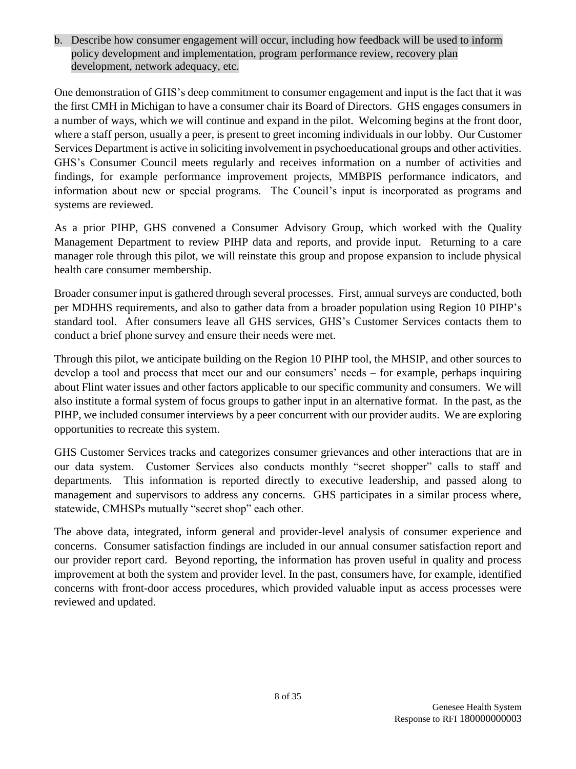b. Describe how consumer engagement will occur, including how feedback will be used to inform policy development and implementation, program performance review, recovery plan development, network adequacy, etc.

One demonstration of GHS's deep commitment to consumer engagement and input is the fact that it was the first CMH in Michigan to have a consumer chair its Board of Directors. GHS engages consumers in a number of ways, which we will continue and expand in the pilot. Welcoming begins at the front door, where a staff person, usually a peer, is present to greet incoming individuals in our lobby. Our Customer Services Department is active in soliciting involvement in psychoeducational groups and other activities. GHS's Consumer Council meets regularly and receives information on a number of activities and findings, for example performance improvement projects, MMBPIS performance indicators, and information about new or special programs. The Council's input is incorporated as programs and systems are reviewed.

As a prior PIHP, GHS convened a Consumer Advisory Group, which worked with the Quality Management Department to review PIHP data and reports, and provide input. Returning to a care manager role through this pilot, we will reinstate this group and propose expansion to include physical health care consumer membership.

Broader consumer input is gathered through several processes. First, annual surveys are conducted, both per MDHHS requirements, and also to gather data from a broader population using Region 10 PIHP's standard tool. After consumers leave all GHS services, GHS's Customer Services contacts them to conduct a brief phone survey and ensure their needs were met.

Through this pilot, we anticipate building on the Region 10 PIHP tool, the MHSIP, and other sources to develop a tool and process that meet our and our consumers' needs – for example, perhaps inquiring about Flint water issues and other factors applicable to our specific community and consumers. We will also institute a formal system of focus groups to gather input in an alternative format. In the past, as the PIHP, we included consumer interviews by a peer concurrent with our provider audits. We are exploring opportunities to recreate this system.

GHS Customer Services tracks and categorizes consumer grievances and other interactions that are in our data system. Customer Services also conducts monthly "secret shopper" calls to staff and departments. This information is reported directly to executive leadership, and passed along to management and supervisors to address any concerns. GHS participates in a similar process where, statewide, CMHSPs mutually "secret shop" each other.

The above data, integrated, inform general and provider-level analysis of consumer experience and concerns. Consumer satisfaction findings are included in our annual consumer satisfaction report and our provider report card. Beyond reporting, the information has proven useful in quality and process improvement at both the system and provider level. In the past, consumers have, for example, identified concerns with front-door access procedures, which provided valuable input as access processes were reviewed and updated.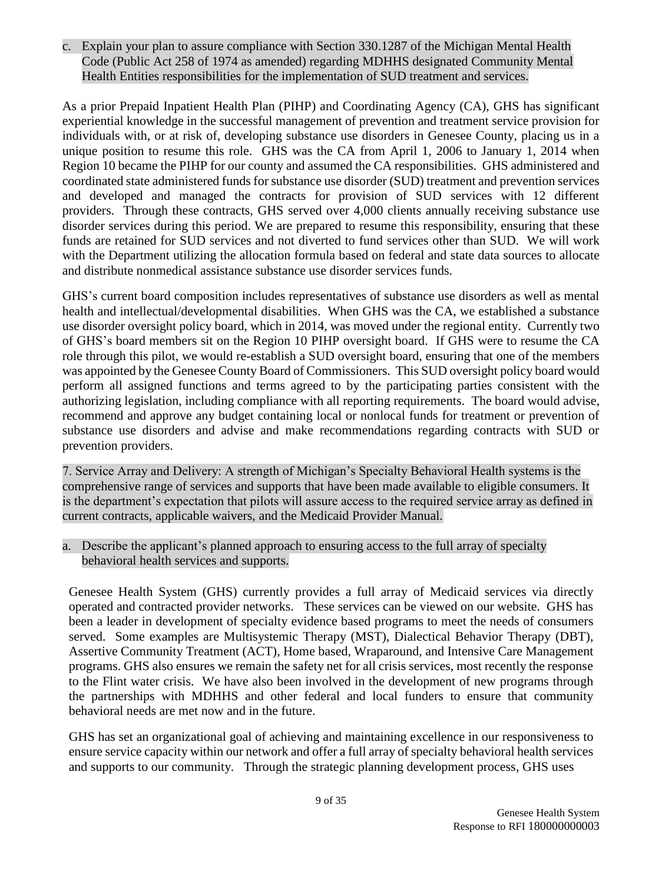c. Explain your plan to assure compliance with Section 330.1287 of the Michigan Mental Health Code (Public Act 258 of 1974 as amended) regarding MDHHS designated Community Mental Health Entities responsibilities for the implementation of SUD treatment and services.

As a prior Prepaid Inpatient Health Plan (PIHP) and Coordinating Agency (CA), GHS has significant experiential knowledge in the successful management of prevention and treatment service provision for individuals with, or at risk of, developing substance use disorders in Genesee County, placing us in a unique position to resume this role. GHS was the CA from April 1, 2006 to January 1, 2014 when Region 10 became the PIHP for our county and assumed the CA responsibilities. GHS administered and coordinated state administered funds for substance use disorder (SUD) treatment and prevention services and developed and managed the contracts for provision of SUD services with 12 different providers. Through these contracts, GHS served over 4,000 clients annually receiving substance use disorder services during this period. We are prepared to resume this responsibility, ensuring that these funds are retained for SUD services and not diverted to fund services other than SUD. We will work with the Department utilizing the allocation formula based on federal and state data sources to allocate and distribute nonmedical assistance substance use disorder services funds.

GHS's current board composition includes representatives of substance use disorders as well as mental health and intellectual/developmental disabilities. When GHS was the CA, we established a substance use disorder oversight policy board, which in 2014, was moved under the regional entity. Currently two of GHS's board members sit on the Region 10 PIHP oversight board. If GHS were to resume the CA role through this pilot, we would re-establish a SUD oversight board, ensuring that one of the members was appointed by the Genesee County Board of Commissioners. This SUD oversight policy board would perform all assigned functions and terms agreed to by the participating parties consistent with the authorizing legislation, including compliance with all reporting requirements. The board would advise, recommend and approve any budget containing local or nonlocal funds for treatment or prevention of substance use disorders and advise and make recommendations regarding contracts with SUD or prevention providers.

7. Service Array and Delivery: A strength of Michigan's Specialty Behavioral Health systems is the comprehensive range of services and supports that have been made available to eligible consumers. It is the department's expectation that pilots will assure access to the required service array as defined in current contracts, applicable waivers, and the Medicaid Provider Manual.

a. Describe the applicant's planned approach to ensuring access to the full array of specialty behavioral health services and supports.

Genesee Health System (GHS) currently provides a full array of Medicaid services via directly operated and contracted provider networks. These services can be viewed on our website. GHS has been a leader in development of specialty evidence based programs to meet the needs of consumers served. Some examples are Multisystemic Therapy (MST), Dialectical Behavior Therapy (DBT), Assertive Community Treatment (ACT), Home based, Wraparound, and Intensive Care Management programs. GHS also ensures we remain the safety net for all crisis services, most recently the response to the Flint water crisis. We have also been involved in the development of new programs through the partnerships with MDHHS and other federal and local funders to ensure that community behavioral needs are met now and in the future.

GHS has set an organizational goal of achieving and maintaining excellence in our responsiveness to ensure service capacity within our network and offer a full array of specialty behavioral health services and supports to our community. Through the strategic planning development process, GHS uses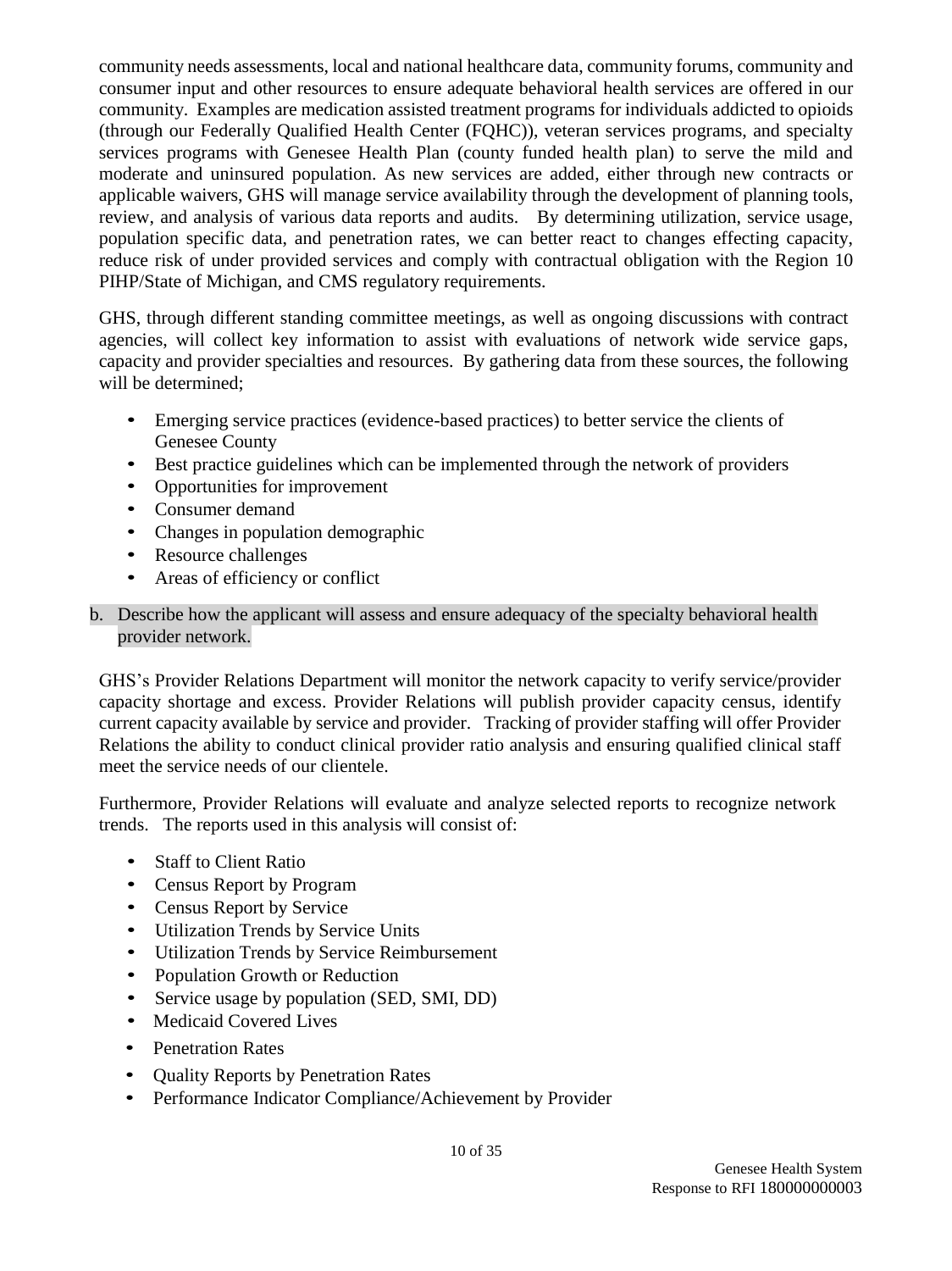community needs assessments, local and national healthcare data, community forums, community and consumer input and other resources to ensure adequate behavioral health services are offered in our community. Examples are medication assisted treatment programs for individuals addicted to opioids (through our Federally Qualified Health Center (FQHC)), veteran services programs, and specialty services programs with Genesee Health Plan (county funded health plan) to serve the mild and moderate and uninsured population. As new services are added, either through new contracts or applicable waivers, GHS will manage service availability through the development of planning tools, review, and analysis of various data reports and audits. By determining utilization, service usage, population specific data, and penetration rates, we can better react to changes effecting capacity, reduce risk of under provided services and comply with contractual obligation with the Region 10 PIHP/State of Michigan, and CMS regulatory requirements.

GHS, through different standing committee meetings, as well as ongoing discussions with contract agencies, will collect key information to assist with evaluations of network wide service gaps, capacity and provider specialties and resources. By gathering data from these sources, the following will be determined;

- Emerging service practices (evidence-based practices) to better service the clients of Genesee County
- Best practice guidelines which can be implemented through the network of providers
- Opportunities for improvement
- Consumer demand
- Changes in population demographic
- Resource challenges
- Areas of efficiency or conflict

b. Describe how the applicant will assess and ensure adequacy of the specialty behavioral health provider network.

GHS's Provider Relations Department will monitor the network capacity to verify service/provider capacity shortage and excess. Provider Relations will publish provider capacity census, identify current capacity available by service and provider. Tracking of provider staffing will offer Provider Relations the ability to conduct clinical provider ratio analysis and ensuring qualified clinical staff meet the service needs of our clientele.

Furthermore, Provider Relations will evaluate and analyze selected reports to recognize network trends. The reports used in this analysis will consist of:

- Staff to Client Ratio
- Census Report by Program
- Census Report by Service
- Utilization Trends by Service Units
- Utilization Trends by Service Reimbursement
- Population Growth or Reduction
- Service usage by population (SED, SMI, DD)
- Medicaid Covered Lives
- Penetration Rates
- Quality Reports by Penetration Rates
- Performance Indicator Compliance/Achievement by Provider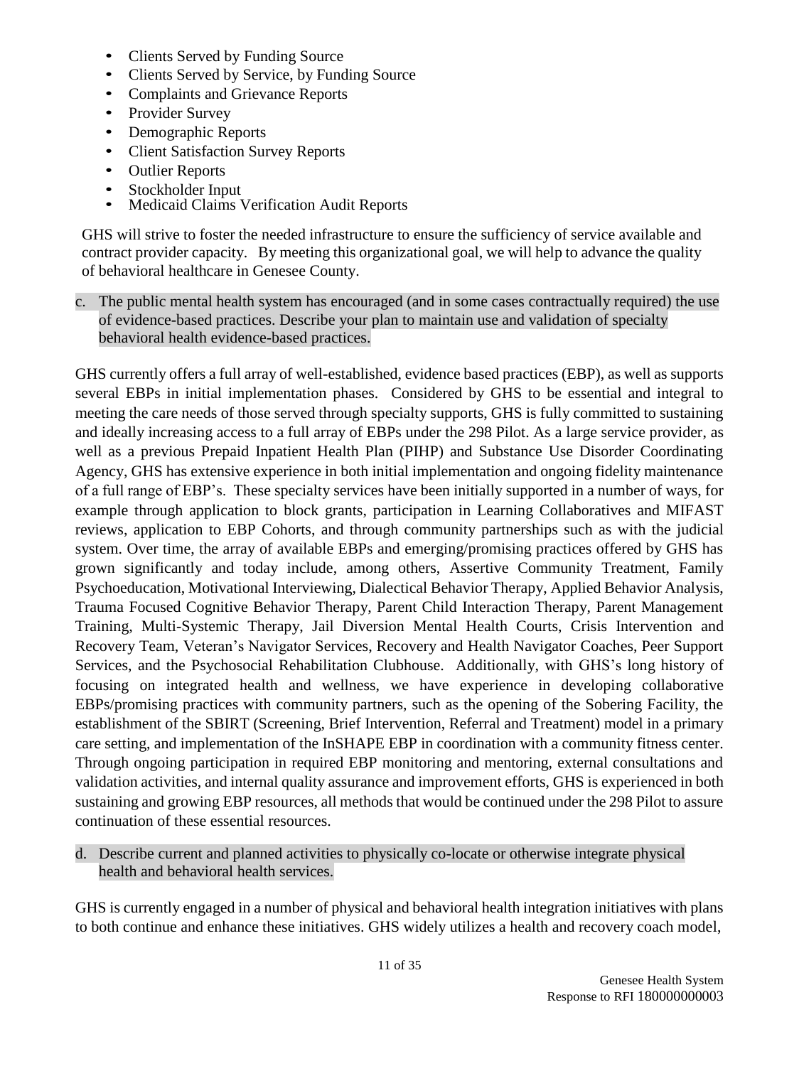- Clients Served by Funding Source
- Clients Served by Service, by Funding Source
- Complaints and Grievance Reports
- Provider Survey
- Demographic Reports
- Client Satisfaction Survey Reports
- Outlier Reports
- Stockholder Input
- Medicaid Claims Verification Audit Reports

GHS will strive to foster the needed infrastructure to ensure the sufficiency of service available and contract provider capacity. By meeting this organizational goal, we will help to advance the quality of behavioral healthcare in Genesee County.

c. The public mental health system has encouraged (and in some cases contractually required) the use of evidence-based practices. Describe your plan to maintain use and validation of specialty behavioral health evidence-based practices.

GHS currently offers a full array of well-established, evidence based practices (EBP), as well as supports several EBPs in initial implementation phases. Considered by GHS to be essential and integral to meeting the care needs of those served through specialty supports, GHS is fully committed to sustaining and ideally increasing access to a full array of EBPs under the 298 Pilot. As a large service provider, as well as a previous Prepaid Inpatient Health Plan (PIHP) and Substance Use Disorder Coordinating Agency, GHS has extensive experience in both initial implementation and ongoing fidelity maintenance of a full range of EBP's. These specialty services have been initially supported in a number of ways, for example through application to block grants, participation in Learning Collaboratives and MIFAST reviews, application to EBP Cohorts, and through community partnerships such as with the judicial system. Over time, the array of available EBPs and emerging/promising practices offered by GHS has grown significantly and today include, among others, Assertive Community Treatment, Family Psychoeducation, Motivational Interviewing, Dialectical Behavior Therapy, Applied Behavior Analysis, Trauma Focused Cognitive Behavior Therapy, Parent Child Interaction Therapy, Parent Management Training, Multi-Systemic Therapy, Jail Diversion Mental Health Courts, Crisis Intervention and Recovery Team, Veteran's Navigator Services, Recovery and Health Navigator Coaches, Peer Support Services, and the Psychosocial Rehabilitation Clubhouse. Additionally, with GHS's long history of focusing on integrated health and wellness, we have experience in developing collaborative EBPs/promising practices with community partners, such as the opening of the Sobering Facility, the establishment of the SBIRT (Screening, Brief Intervention, Referral and Treatment) model in a primary care setting, and implementation of the InSHAPE EBP in coordination with a community fitness center. Through ongoing participation in required EBP monitoring and mentoring, external consultations and validation activities, and internal quality assurance and improvement efforts, GHS is experienced in both sustaining and growing EBP resources, all methods that would be continued under the 298 Pilot to assure continuation of these essential resources.

d. Describe current and planned activities to physically co-locate or otherwise integrate physical health and behavioral health services.

GHS is currently engaged in a number of physical and behavioral health integration initiatives with plans to both continue and enhance these initiatives. GHS widely utilizes a health and recovery coach model,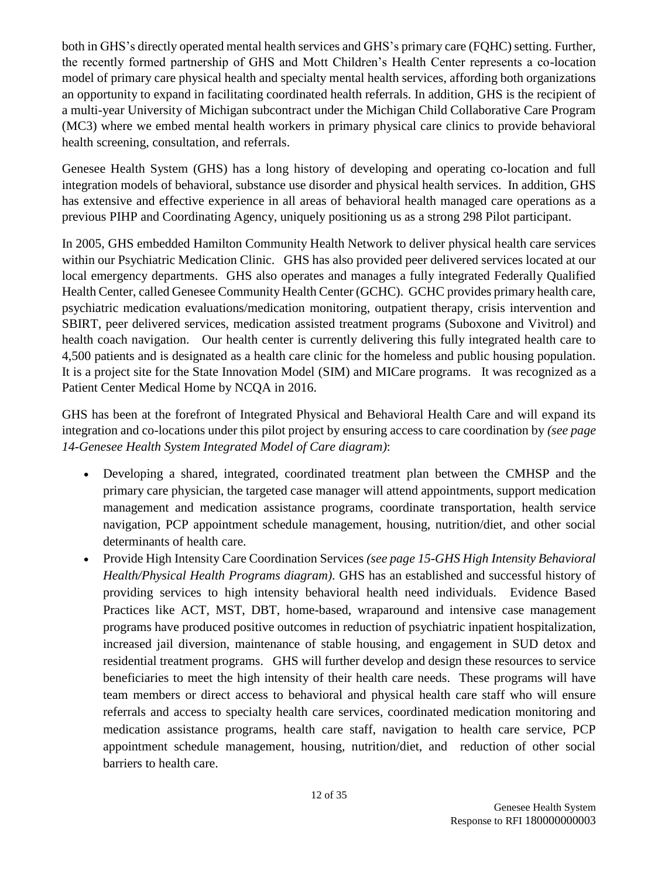both in GHS's directly operated mental health services and GHS's primary care (FQHC) setting. Further, the recently formed partnership of GHS and Mott Children's Health Center represents a co-location model of primary care physical health and specialty mental health services, affording both organizations an opportunity to expand in facilitating coordinated health referrals. In addition, GHS is the recipient of a multi-year University of Michigan subcontract under the Michigan Child Collaborative Care Program (MC3) where we embed mental health workers in primary physical care clinics to provide behavioral health screening, consultation, and referrals.

Genesee Health System (GHS) has a long history of developing and operating co-location and full integration models of behavioral, substance use disorder and physical health services. In addition, GHS has extensive and effective experience in all areas of behavioral health managed care operations as a previous PIHP and Coordinating Agency, uniquely positioning us as a strong 298 Pilot participant.

In 2005, GHS embedded Hamilton Community Health Network to deliver physical health care services within our Psychiatric Medication Clinic. GHS has also provided peer delivered services located at our local emergency departments. GHS also operates and manages a fully integrated Federally Qualified Health Center, called Genesee Community Health Center (GCHC). GCHC provides primary health care, psychiatric medication evaluations/medication monitoring, outpatient therapy, crisis intervention and SBIRT, peer delivered services, medication assisted treatment programs (Suboxone and Vivitrol) and health coach navigation. Our health center is currently delivering this fully integrated health care to 4,500 patients and is designated as a health care clinic for the homeless and public housing population. It is a project site for the State Innovation Model (SIM) and MICare programs. It was recognized as a Patient Center Medical Home by NCQA in 2016.

GHS has been at the forefront of Integrated Physical and Behavioral Health Care and will expand its integration and co-locations under this pilot project by ensuring access to care coordination by *(see page 14-Genesee Health System Integrated Model of Care diagram)*:

- Developing a shared, integrated, coordinated treatment plan between the CMHSP and the primary care physician, the targeted case manager will attend appointments, support medication management and medication assistance programs, coordinate transportation, health service navigation, PCP appointment schedule management, housing, nutrition/diet, and other social determinants of health care.
- Provide High Intensity Care Coordination Services *(see page 15-GHS High Intensity Behavioral Health/Physical Health Programs diagram)*. GHS has an established and successful history of providing services to high intensity behavioral health need individuals. Evidence Based Practices like ACT, MST, DBT, home-based, wraparound and intensive case management programs have produced positive outcomes in reduction of psychiatric inpatient hospitalization, increased jail diversion, maintenance of stable housing, and engagement in SUD detox and residential treatment programs. GHS will further develop and design these resources to service beneficiaries to meet the high intensity of their health care needs. These programs will have team members or direct access to behavioral and physical health care staff who will ensure referrals and access to specialty health care services, coordinated medication monitoring and medication assistance programs, health care staff, navigation to health care service, PCP appointment schedule management, housing, nutrition/diet, and reduction of other social barriers to health care.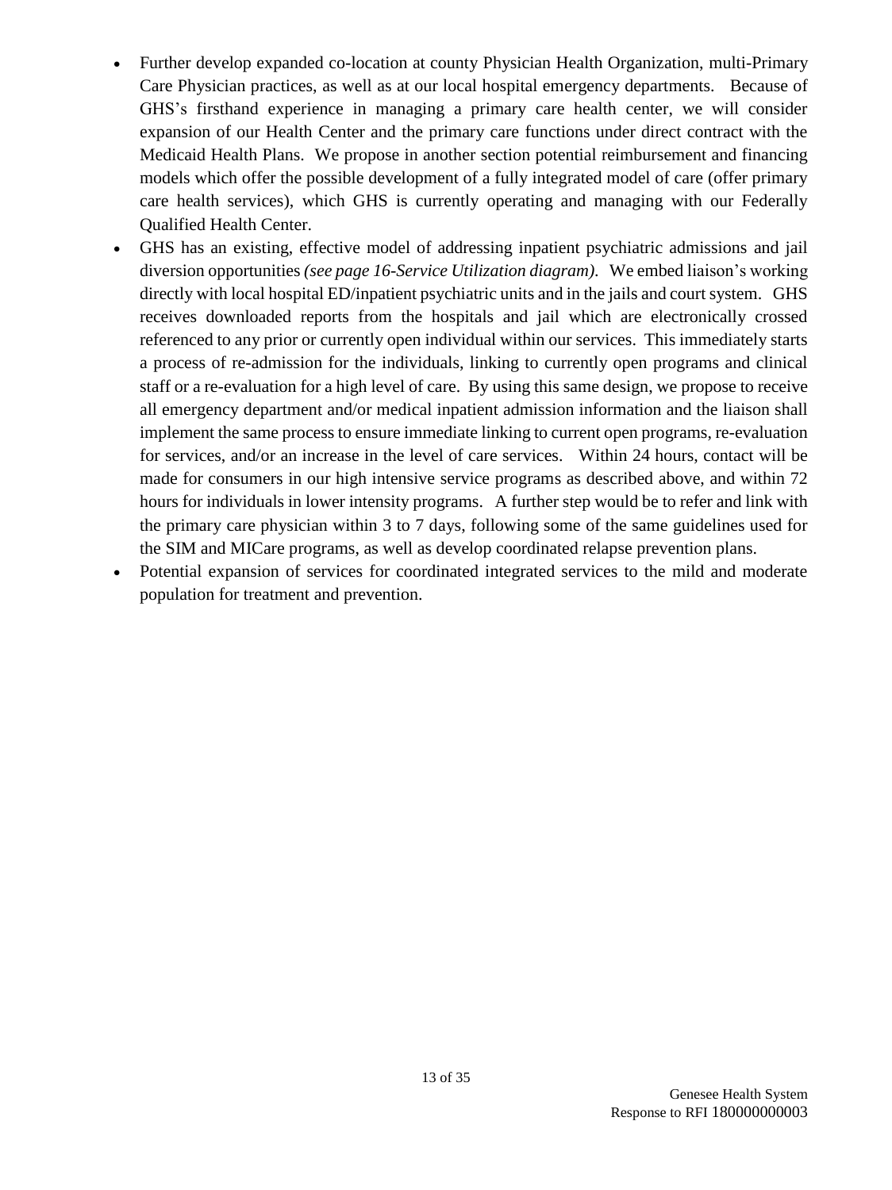- Further develop expanded co-location at county Physician Health Organization, multi-Primary Care Physician practices, as well as at our local hospital emergency departments. Because of GHS's firsthand experience in managing a primary care health center, we will consider expansion of our Health Center and the primary care functions under direct contract with the Medicaid Health Plans. We propose in another section potential reimbursement and financing models which offer the possible development of a fully integrated model of care (offer primary care health services), which GHS is currently operating and managing with our Federally Qualified Health Center.
- GHS has an existing, effective model of addressing inpatient psychiatric admissions and jail diversion opportunities *(see page 16-Service Utilization diagram)*. We embed liaison's working directly with local hospital ED/inpatient psychiatric units and in the jails and court system. GHS receives downloaded reports from the hospitals and jail which are electronically crossed referenced to any prior or currently open individual within our services. This immediately starts a process of re-admission for the individuals, linking to currently open programs and clinical staff or a re-evaluation for a high level of care. By using this same design, we propose to receive all emergency department and/or medical inpatient admission information and the liaison shall implement the same process to ensure immediate linking to current open programs, re-evaluation for services, and/or an increase in the level of care services. Within 24 hours, contact will be made for consumers in our high intensive service programs as described above, and within 72 hours for individuals in lower intensity programs. A further step would be to refer and link with the primary care physician within 3 to 7 days, following some of the same guidelines used for the SIM and MICare programs, as well as develop coordinated relapse prevention plans.
- Potential expansion of services for coordinated integrated services to the mild and moderate population for treatment and prevention.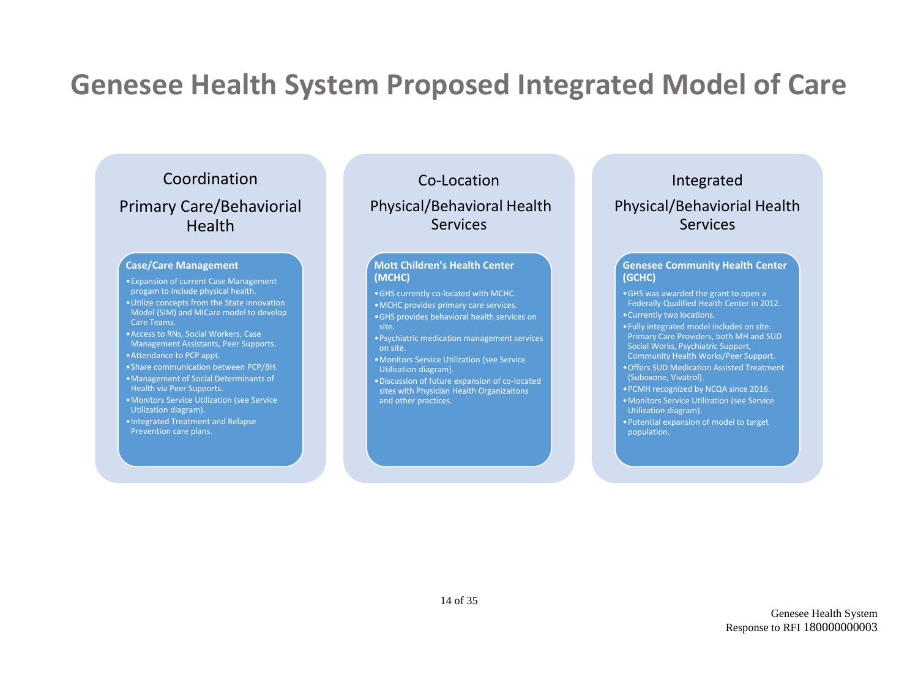# Genesee Health System Proposed Integrated Model of Care

## Coordination

### Primary Care/Behaviorial Health

**Case/Care Management**

- Expansion of current Case Management progam to include physical health.
- Utilize concepts from the State Innovation Model (SIM) and MICare model to develop Care Teams.
- Access to RNs, Social Workers, Case Management Assistants, Peer Supports.
- Attendance to PCP appt.
- Share communication between PCP/BH.
- Management of Social Determinants of Health via Peer Supports.
- Monitors Service Utilization (see Service Utilization diagram).
- Integrated Treatment and Relapse Prevention care plans.

## Co-Location

### Physical/Behavioral Health Services

**Mott Children's Health Center (MCHC)**

- GHS currently co-located with MCHC.
- MCHC provides primary care services.
- GHS provides behavioral health services on site.
- Psychiatric medication management services on site.
- Monitors Service Utilization (see Service Utilization diagram).
- Discussion of future expansion of co-located sites with Physician Health Organizaitons and other practices.

## Integrated

### Physical/Behaviorial Health Services

**Genesee Community Health Center (GCHC)**

- GHS was awarded the grant to open a Federally Qualified Health Center in 2012.
- Currently two locations.
- Fully integrated model includes on site: Primary Care Providers, both MH and SUD Social Works, Psychiatric Support, Community Health Works/Peer Support.
- Offers SUD Medication Assisted Treatment (Suboxone, Vivatrol).
- PCMH recognized by NCQA since 2016.
- Monitors Service Utilization (see Service Utilization diagram).
- Potential expansion of model to target population.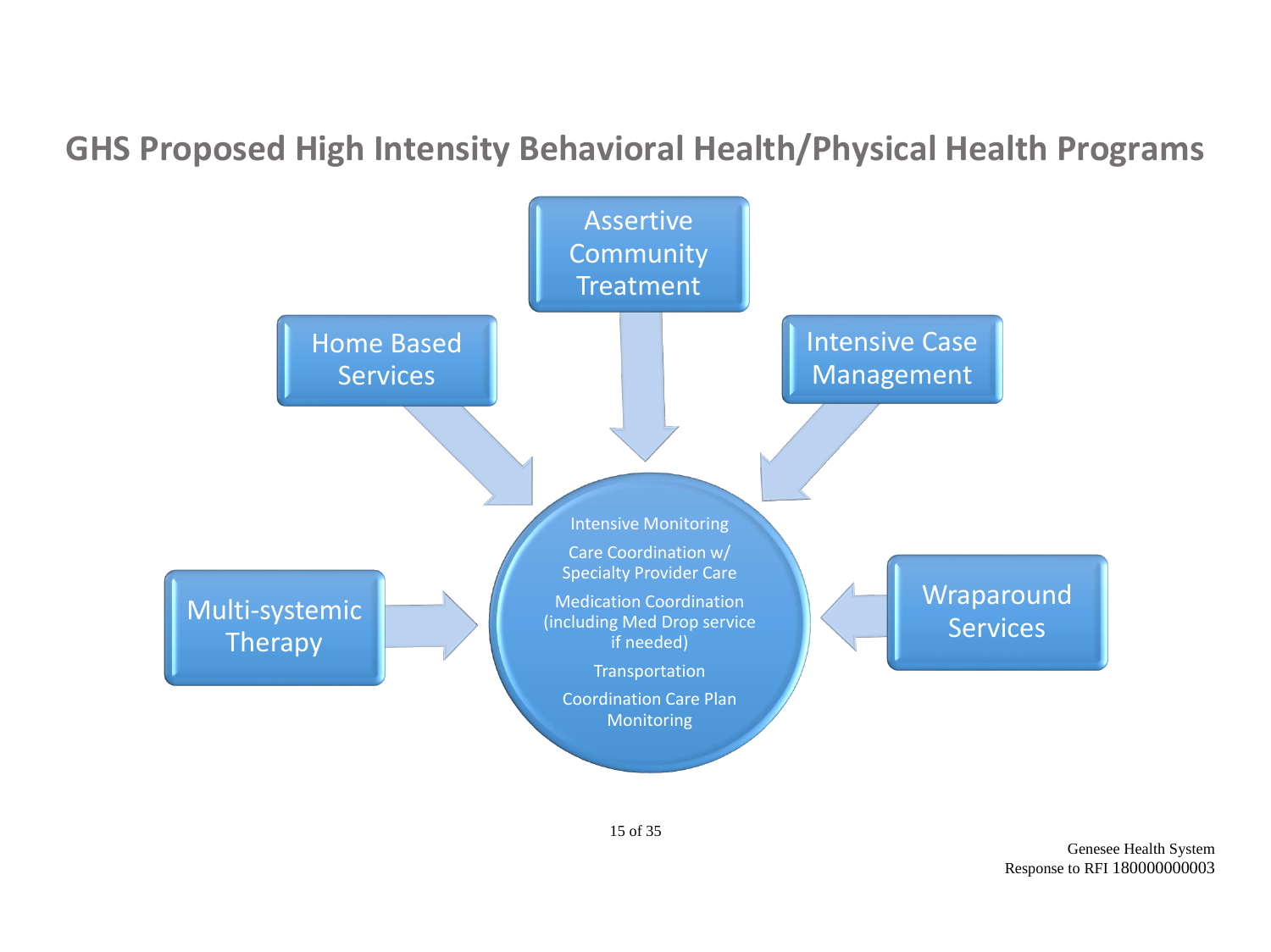# GHS Proposed High Intensity Behavioral Health/Physical Health Programs

- Assertive Community Treatment
- Home Based Services
- Intensive Case Management
- Multi-systemic Therapy
- Wraparound Services

Intensive Monitoring

Care Coordination w/ Specialty Provider Care

Medication Coordination (including Med Drop service if needed)

Transportation

Coordination Care Plan Monitoring

Genesee Health System
Response to RFI 180000000003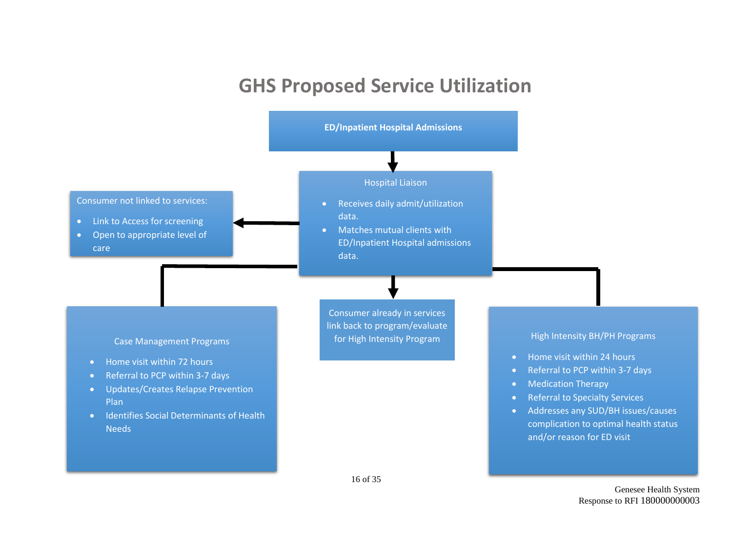# GHS Proposed Service Utilization

**ED/Inpatient Hospital Admissions**

Hospital Liaison

- Receives daily admit/utilization data.
- Matches mutual clients with ED/Inpatient Hospital admissions data.

Consumer not linked to services:

- Link to Access for screening
- Open to appropriate level of care

Consumer already in services link back to program/evaluate for High Intensity Program

Case Management Programs

- Home visit within 72 hours
- Referral to PCP within 3-7 days
- Updates/Creates Relapse Prevention Plan
- Identifies Social Determinants of Health Needs

High Intensity BH/PH Programs

- Home visit within 24 hours
- Referral to PCP within 3-7 days
- Medication Therapy
- Referral to Specialty Services
- Addresses any SUD/BH issues/causes complication to optimal health status and/or reason for ED visit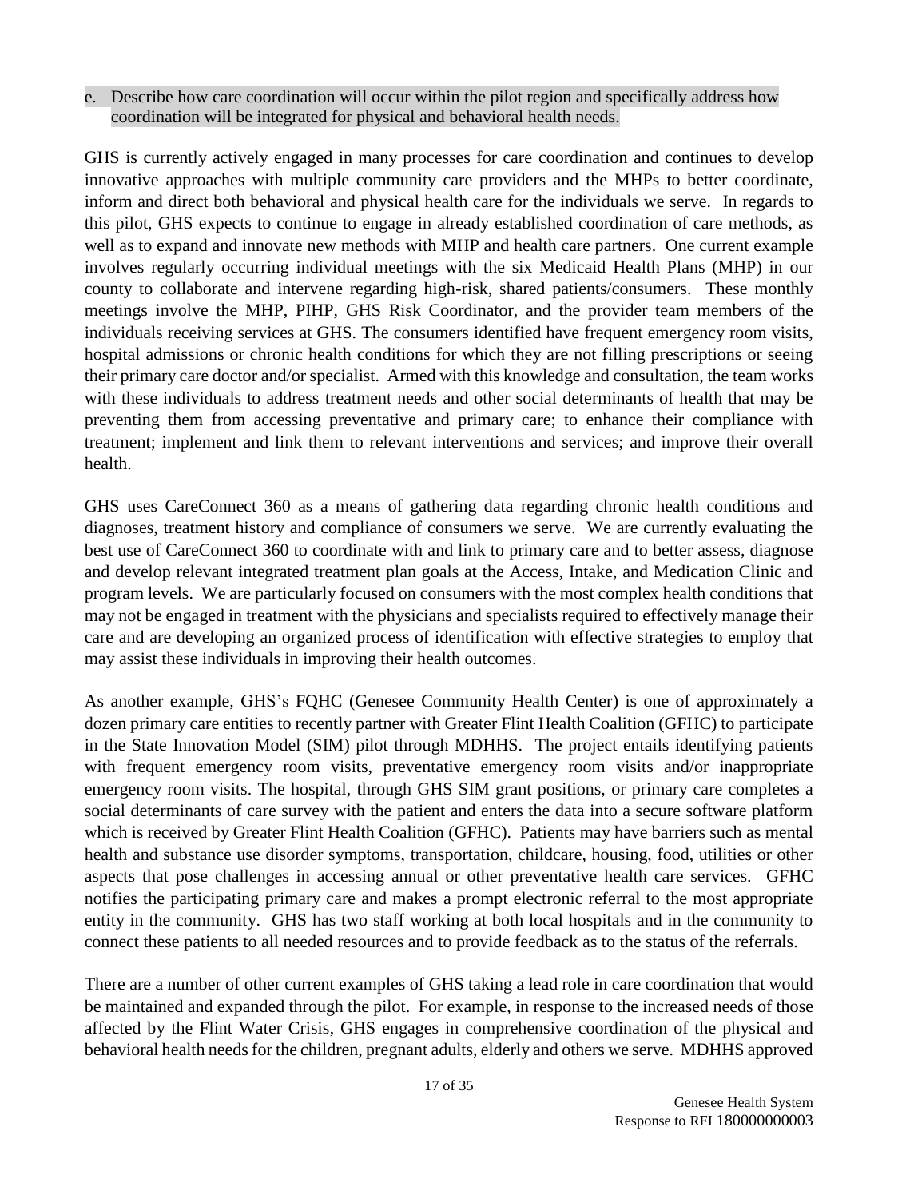e. Describe how care coordination will occur within the pilot region and specifically address how coordination will be integrated for physical and behavioral health needs.

GHS is currently actively engaged in many processes for care coordination and continues to develop innovative approaches with multiple community care providers and the MHPs to better coordinate, inform and direct both behavioral and physical health care for the individuals we serve. In regards to this pilot, GHS expects to continue to engage in already established coordination of care methods, as well as to expand and innovate new methods with MHP and health care partners. One current example involves regularly occurring individual meetings with the six Medicaid Health Plans (MHP) in our county to collaborate and intervene regarding high-risk, shared patients/consumers. These monthly meetings involve the MHP, PIHP, GHS Risk Coordinator, and the provider team members of the individuals receiving services at GHS. The consumers identified have frequent emergency room visits, hospital admissions or chronic health conditions for which they are not filling prescriptions or seeing their primary care doctor and/or specialist. Armed with this knowledge and consultation, the team works with these individuals to address treatment needs and other social determinants of health that may be preventing them from accessing preventative and primary care; to enhance their compliance with treatment; implement and link them to relevant interventions and services; and improve their overall health.

GHS uses CareConnect 360 as a means of gathering data regarding chronic health conditions and diagnoses, treatment history and compliance of consumers we serve. We are currently evaluating the best use of CareConnect 360 to coordinate with and link to primary care and to better assess, diagnose and develop relevant integrated treatment plan goals at the Access, Intake, and Medication Clinic and program levels. We are particularly focused on consumers with the most complex health conditions that may not be engaged in treatment with the physicians and specialists required to effectively manage their care and are developing an organized process of identification with effective strategies to employ that may assist these individuals in improving their health outcomes.

As another example, GHS's FQHC (Genesee Community Health Center) is one of approximately a dozen primary care entities to recently partner with Greater Flint Health Coalition (GFHC) to participate in the State Innovation Model (SIM) pilot through MDHHS. The project entails identifying patients with frequent emergency room visits, preventative emergency room visits and/or inappropriate emergency room visits. The hospital, through GHS SIM grant positions, or primary care completes a social determinants of care survey with the patient and enters the data into a secure software platform which is received by Greater Flint Health Coalition (GFHC). Patients may have barriers such as mental health and substance use disorder symptoms, transportation, childcare, housing, food, utilities or other aspects that pose challenges in accessing annual or other preventative health care services. GFHC notifies the participating primary care and makes a prompt electronic referral to the most appropriate entity in the community. GHS has two staff working at both local hospitals and in the community to connect these patients to all needed resources and to provide feedback as to the status of the referrals.

There are a number of other current examples of GHS taking a lead role in care coordination that would be maintained and expanded through the pilot. For example, in response to the increased needs of those affected by the Flint Water Crisis, GHS engages in comprehensive coordination of the physical and behavioral health needs for the children, pregnant adults, elderly and others we serve. MDHHS approved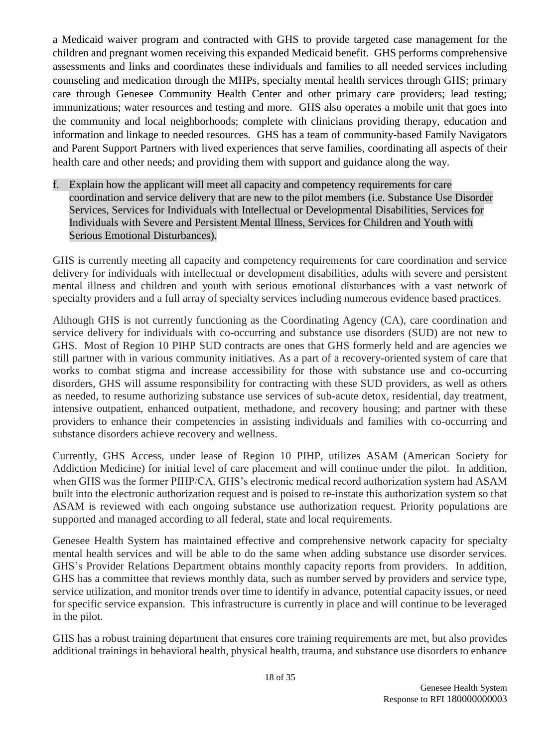a Medicaid waiver program and contracted with GHS to provide targeted case management for the children and pregnant women receiving this expanded Medicaid benefit. GHS performs comprehensive assessments and links and coordinates these individuals and families to all needed services including counseling and medication through the MHPs, specialty mental health services through GHS; primary care through Genesee Community Health Center and other primary care providers; lead testing; immunizations; water resources and testing and more. GHS also operates a mobile unit that goes into the community and local neighborhoods; complete with clinicians providing therapy, education and information and linkage to needed resources. GHS has a team of community-based Family Navigators and Parent Support Partners with lived experiences that serve families, coordinating all aspects of their health care and other needs; and providing them with support and guidance along the way.

f. Explain how the applicant will meet all capacity and competency requirements for care coordination and service delivery that are new to the pilot members (i.e. Substance Use Disorder Services, Services for Individuals with Intellectual or Developmental Disabilities, Services for Individuals with Severe and Persistent Mental Illness, Services for Children and Youth with Serious Emotional Disturbances).

GHS is currently meeting all capacity and competency requirements for care coordination and service delivery for individuals with intellectual or development disabilities, adults with severe and persistent mental illness and children and youth with serious emotional disturbances with a vast network of specialty providers and a full array of specialty services including numerous evidence based practices.

Although GHS is not currently functioning as the Coordinating Agency (CA), care coordination and service delivery for individuals with co-occurring and substance use disorders (SUD) are not new to GHS. Most of Region 10 PIHP SUD contracts are ones that GHS formerly held and are agencies we still partner with in various community initiatives. As a part of a recovery-oriented system of care that works to combat stigma and increase accessibility for those with substance use and co-occurring disorders, GHS will assume responsibility for contracting with these SUD providers, as well as others as needed, to resume authorizing substance use services of sub-acute detox, residential, day treatment, intensive outpatient, enhanced outpatient, methadone, and recovery housing; and partner with these providers to enhance their competencies in assisting individuals and families with co-occurring and substance disorders achieve recovery and wellness.

Currently, GHS Access, under lease of Region 10 PIHP, utilizes ASAM (American Society for Addiction Medicine) for initial level of care placement and will continue under the pilot. In addition, when GHS was the former PIHP/CA, GHS's electronic medical record authorization system had ASAM built into the electronic authorization request and is poised to re-instate this authorization system so that ASAM is reviewed with each ongoing substance use authorization request. Priority populations are supported and managed according to all federal, state and local requirements.

Genesee Health System has maintained effective and comprehensive network capacity for specialty mental health services and will be able to do the same when adding substance use disorder services. GHS's Provider Relations Department obtains monthly capacity reports from providers. In addition, GHS has a committee that reviews monthly data, such as number served by providers and service type, service utilization, and monitor trends over time to identify in advance, potential capacity issues, or need for specific service expansion. This infrastructure is currently in place and will continue to be leveraged in the pilot.

GHS has a robust training department that ensures core training requirements are met, but also provides additional trainings in behavioral health, physical health, trauma, and substance use disorders to enhance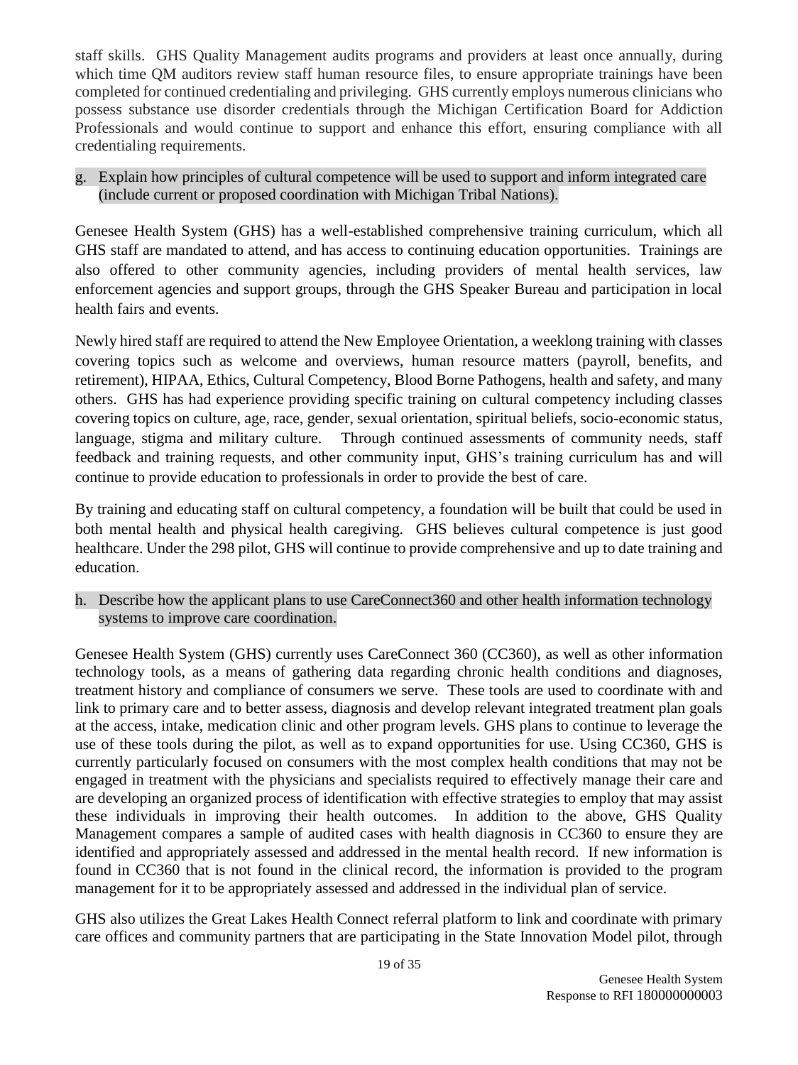staff skills. GHS Quality Management audits programs and providers at least once annually, during which time QM auditors review staff human resource files, to ensure appropriate trainings have been completed for continued credentialing and privileging. GHS currently employs numerous clinicians who possess substance use disorder credentials through the Michigan Certification Board for Addiction Professionals and would continue to support and enhance this effort, ensuring compliance with all credentialing requirements.

g. Explain how principles of cultural competence will be used to support and inform integrated care (include current or proposed coordination with Michigan Tribal Nations).

Genesee Health System (GHS) has a well-established comprehensive training curriculum, which all GHS staff are mandated to attend, and has access to continuing education opportunities. Trainings are also offered to other community agencies, including providers of mental health services, law enforcement agencies and support groups, through the GHS Speaker Bureau and participation in local health fairs and events.

Newly hired staff are required to attend the New Employee Orientation, a weeklong training with classes covering topics such as welcome and overviews, human resource matters (payroll, benefits, and retirement), HIPAA, Ethics, Cultural Competency, Blood Borne Pathogens, health and safety, and many others. GHS has had experience providing specific training on cultural competency including classes covering topics on culture, age, race, gender, sexual orientation, spiritual beliefs, socio-economic status, language, stigma and military culture. Through continued assessments of community needs, staff feedback and training requests, and other community input, GHS's training curriculum has and will continue to provide education to professionals in order to provide the best of care.

By training and educating staff on cultural competency, a foundation will be built that could be used in both mental health and physical health caregiving. GHS believes cultural competence is just good healthcare. Under the 298 pilot, GHS will continue to provide comprehensive and up to date training and education.

h. Describe how the applicant plans to use CareConnect360 and other health information technology systems to improve care coordination.

Genesee Health System (GHS) currently uses CareConnect 360 (CC360), as well as other information technology tools, as a means of gathering data regarding chronic health conditions and diagnoses, treatment history and compliance of consumers we serve. These tools are used to coordinate with and link to primary care and to better assess, diagnosis and develop relevant integrated treatment plan goals at the access, intake, medication clinic and other program levels. GHS plans to continue to leverage the use of these tools during the pilot, as well as to expand opportunities for use. Using CC360, GHS is currently particularly focused on consumers with the most complex health conditions that may not be engaged in treatment with the physicians and specialists required to effectively manage their care and are developing an organized process of identification with effective strategies to employ that may assist these individuals in improving their health outcomes. In addition to the above, GHS Quality Management compares a sample of audited cases with health diagnosis in CC360 to ensure they are identified and appropriately assessed and addressed in the mental health record. If new information is found in CC360 that is not found in the clinical record, the information is provided to the program management for it to be appropriately assessed and addressed in the individual plan of service.

GHS also utilizes the Great Lakes Health Connect referral platform to link and coordinate with primary care offices and community partners that are participating in the State Innovation Model pilot, through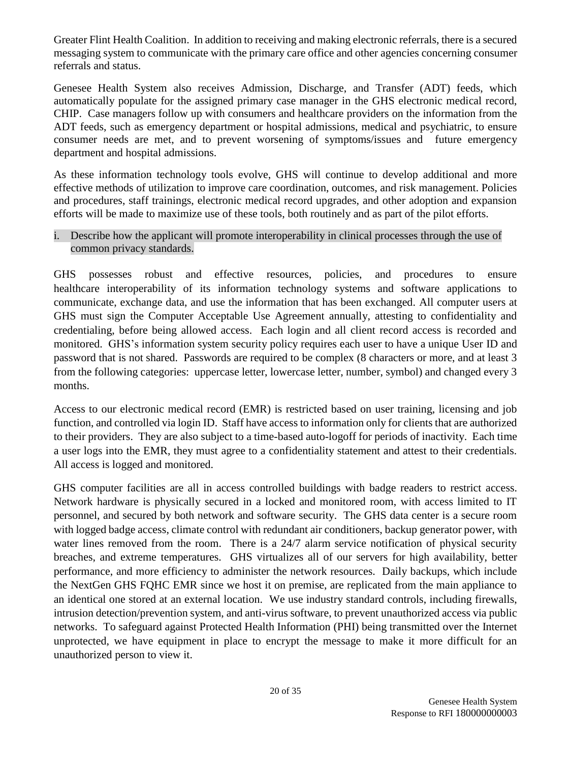Greater Flint Health Coalition. In addition to receiving and making electronic referrals, there is a secured messaging system to communicate with the primary care office and other agencies concerning consumer referrals and status.

Genesee Health System also receives Admission, Discharge, and Transfer (ADT) feeds, which automatically populate for the assigned primary case manager in the GHS electronic medical record, CHIP. Case managers follow up with consumers and healthcare providers on the information from the ADT feeds, such as emergency department or hospital admissions, medical and psychiatric, to ensure consumer needs are met, and to prevent worsening of symptoms/issues and future emergency department and hospital admissions.

As these information technology tools evolve, GHS will continue to develop additional and more effective methods of utilization to improve care coordination, outcomes, and risk management. Policies and procedures, staff trainings, electronic medical record upgrades, and other adoption and expansion efforts will be made to maximize use of these tools, both routinely and as part of the pilot efforts.

i. Describe how the applicant will promote interoperability in clinical processes through the use of common privacy standards.

GHS possesses robust and effective resources, policies, and procedures to ensure healthcare interoperability of its information technology systems and software applications to communicate, exchange data, and use the information that has been exchanged. All computer users at GHS must sign the Computer Acceptable Use Agreement annually, attesting to confidentiality and credentialing, before being allowed access. Each login and all client record access is recorded and monitored. GHS's information system security policy requires each user to have a unique User ID and password that is not shared. Passwords are required to be complex (8 characters or more, and at least 3 from the following categories: uppercase letter, lowercase letter, number, symbol) and changed every 3 months.

Access to our electronic medical record (EMR) is restricted based on user training, licensing and job function, and controlled via login ID. Staff have access to information only for clients that are authorized to their providers. They are also subject to a time-based auto-logoff for periods of inactivity. Each time a user logs into the EMR, they must agree to a confidentiality statement and attest to their credentials. All access is logged and monitored.

GHS computer facilities are all in access controlled buildings with badge readers to restrict access. Network hardware is physically secured in a locked and monitored room, with access limited to IT personnel, and secured by both network and software security. The GHS data center is a secure room with logged badge access, climate control with redundant air conditioners, backup generator power, with water lines removed from the room. There is a 24/7 alarm service notification of physical security breaches, and extreme temperatures. GHS virtualizes all of our servers for high availability, better performance, and more efficiency to administer the network resources. Daily backups, which include the NextGen GHS FQHC EMR since we host it on premise, are replicated from the main appliance to an identical one stored at an external location. We use industry standard controls, including firewalls, intrusion detection/prevention system, and anti-virus software, to prevent unauthorized access via public networks. To safeguard against Protected Health Information (PHI) being transmitted over the Internet unprotected, we have equipment in place to encrypt the message to make it more difficult for an unauthorized person to view it.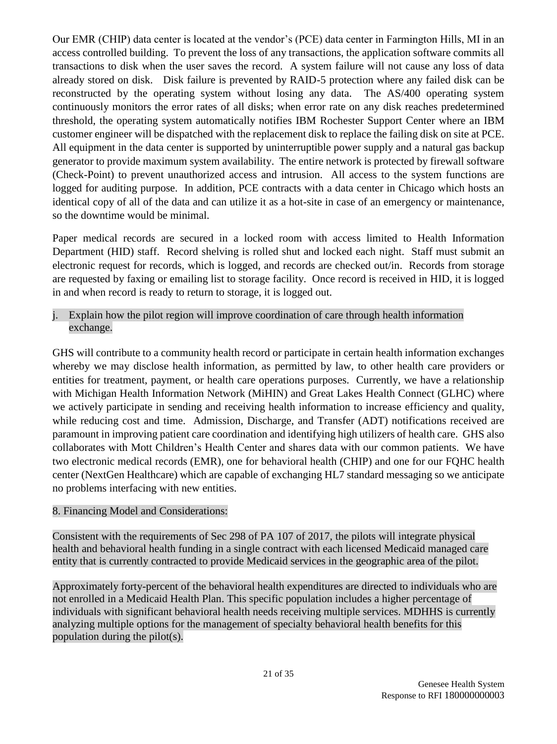Our EMR (CHIP) data center is located at the vendor's (PCE) data center in Farmington Hills, MI in an access controlled building. To prevent the loss of any transactions, the application software commits all transactions to disk when the user saves the record. A system failure will not cause any loss of data already stored on disk. Disk failure is prevented by RAID-5 protection where any failed disk can be reconstructed by the operating system without losing any data. The AS/400 operating system continuously monitors the error rates of all disks; when error rate on any disk reaches predetermined threshold, the operating system automatically notifies IBM Rochester Support Center where an IBM customer engineer will be dispatched with the replacement disk to replace the failing disk on site at PCE. All equipment in the data center is supported by uninterruptible power supply and a natural gas backup generator to provide maximum system availability. The entire network is protected by firewall software (Check-Point) to prevent unauthorized access and intrusion. All access to the system functions are logged for auditing purpose. In addition, PCE contracts with a data center in Chicago which hosts an identical copy of all of the data and can utilize it as a hot-site in case of an emergency or maintenance, so the downtime would be minimal.

Paper medical records are secured in a locked room with access limited to Health Information Department (HID) staff. Record shelving is rolled shut and locked each night. Staff must submit an electronic request for records, which is logged, and records are checked out/in. Records from storage are requested by faxing or emailing list to storage facility. Once record is received in HID, it is logged in and when record is ready to return to storage, it is logged out.

j. Explain how the pilot region will improve coordination of care through health information exchange.

GHS will contribute to a community health record or participate in certain health information exchanges whereby we may disclose health information, as permitted by law, to other health care providers or entities for treatment, payment, or health care operations purposes. Currently, we have a relationship with Michigan Health Information Network (MiHIN) and Great Lakes Health Connect (GLHC) where we actively participate in sending and receiving health information to increase efficiency and quality, while reducing cost and time. Admission, Discharge, and Transfer (ADT) notifications received are paramount in improving patient care coordination and identifying high utilizers of health care. GHS also collaborates with Mott Children's Health Center and shares data with our common patients. We have two electronic medical records (EMR), one for behavioral health (CHIP) and one for our FQHC health center (NextGen Healthcare) which are capable of exchanging HL7 standard messaging so we anticipate no problems interfacing with new entities.

8. Financing Model and Considerations:

Consistent with the requirements of Sec 298 of PA 107 of 2017, the pilots will integrate physical health and behavioral health funding in a single contract with each licensed Medicaid managed care entity that is currently contracted to provide Medicaid services in the geographic area of the pilot.

Approximately forty-percent of the behavioral health expenditures are directed to individuals who are not enrolled in a Medicaid Health Plan. This specific population includes a higher percentage of individuals with significant behavioral health needs receiving multiple services. MDHHS is currently analyzing multiple options for the management of specialty behavioral health benefits for this population during the pilot(s).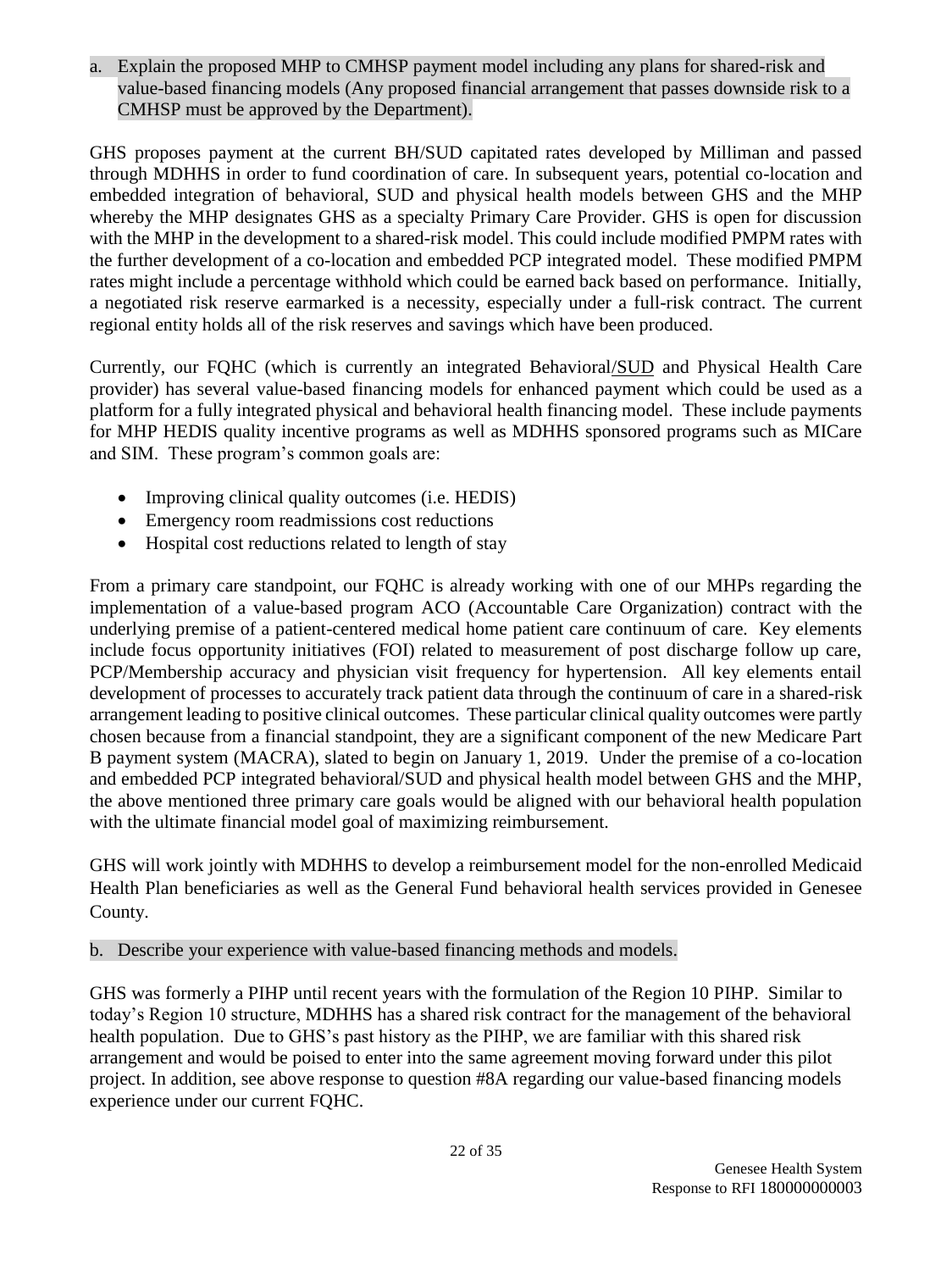a. Explain the proposed MHP to CMHSP payment model including any plans for shared-risk and value-based financing models (Any proposed financial arrangement that passes downside risk to a CMHSP must be approved by the Department).

GHS proposes payment at the current BH/SUD capitated rates developed by Milliman and passed through MDHHS in order to fund coordination of care. In subsequent years, potential co-location and embedded integration of behavioral, SUD and physical health models between GHS and the MHP whereby the MHP designates GHS as a specialty Primary Care Provider. GHS is open for discussion with the MHP in the development to a shared-risk model. This could include modified PMPM rates with the further development of a co-location and embedded PCP integrated model. These modified PMPM rates might include a percentage withhold which could be earned back based on performance. Initially, a negotiated risk reserve earmarked is a necessity, especially under a full-risk contract. The current regional entity holds all of the risk reserves and savings which have been produced.

Currently, our FQHC (which is currently an integrated Behavioral/SUD and Physical Health Care provider) has several value-based financing models for enhanced payment which could be used as a platform for a fully integrated physical and behavioral health financing model. These include payments for MHP HEDIS quality incentive programs as well as MDHHS sponsored programs such as MICare and SIM. These program's common goals are:

- Improving clinical quality outcomes (i.e. HEDIS)
- Emergency room readmissions cost reductions
- Hospital cost reductions related to length of stay

From a primary care standpoint, our FQHC is already working with one of our MHPs regarding the implementation of a value-based program ACO (Accountable Care Organization) contract with the underlying premise of a patient-centered medical home patient care continuum of care. Key elements include focus opportunity initiatives (FOI) related to measurement of post discharge follow up care, PCP/Membership accuracy and physician visit frequency for hypertension. All key elements entail development of processes to accurately track patient data through the continuum of care in a shared-risk arrangement leading to positive clinical outcomes. These particular clinical quality outcomes were partly chosen because from a financial standpoint, they are a significant component of the new Medicare Part B payment system (MACRA), slated to begin on January 1, 2019. Under the premise of a co-location and embedded PCP integrated behavioral/SUD and physical health model between GHS and the MHP, the above mentioned three primary care goals would be aligned with our behavioral health population with the ultimate financial model goal of maximizing reimbursement.

GHS will work jointly with MDHHS to develop a reimbursement model for the non-enrolled Medicaid Health Plan beneficiaries as well as the General Fund behavioral health services provided in Genesee County.

b. Describe your experience with value-based financing methods and models.

GHS was formerly a PIHP until recent years with the formulation of the Region 10 PIHP. Similar to today's Region 10 structure, MDHHS has a shared risk contract for the management of the behavioral health population. Due to GHS's past history as the PIHP, we are familiar with this shared risk arrangement and would be poised to enter into the same agreement moving forward under this pilot project. In addition, see above response to question #8A regarding our value-based financing models experience under our current FQHC.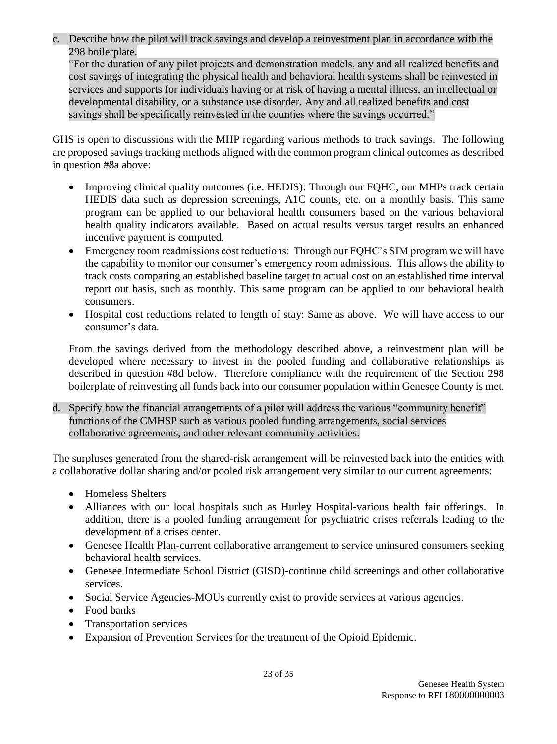c. Describe how the pilot will track savings and develop a reinvestment plan in accordance with the 298 boilerplate.
"For the duration of any pilot projects and demonstration models, any and all realized benefits and cost savings of integrating the physical health and behavioral health systems shall be reinvested in services and supports for individuals having or at risk of having a mental illness, an intellectual or developmental disability, or a substance use disorder. Any and all realized benefits and cost savings shall be specifically reinvested in the counties where the savings occurred."

GHS is open to discussions with the MHP regarding various methods to track savings. The following are proposed savings tracking methods aligned with the common program clinical outcomes as described in question #8a above:

- Improving clinical quality outcomes (i.e. HEDIS): Through our FQHC, our MHPs track certain HEDIS data such as depression screenings, A1C counts, etc. on a monthly basis. This same program can be applied to our behavioral health consumers based on the various behavioral health quality indicators available. Based on actual results versus target results an enhanced incentive payment is computed.
- Emergency room readmissions cost reductions: Through our FQHC's SIM program we will have the capability to monitor our consumer's emergency room admissions. This allows the ability to track costs comparing an established baseline target to actual cost on an established time interval report out basis, such as monthly. This same program can be applied to our behavioral health consumers.
- Hospital cost reductions related to length of stay: Same as above. We will have access to our consumer's data.

From the savings derived from the methodology described above, a reinvestment plan will be developed where necessary to invest in the pooled funding and collaborative relationships as described in question #8d below. Therefore compliance with the requirement of the Section 298 boilerplate of reinvesting all funds back into our consumer population within Genesee County is met.

d. Specify how the financial arrangements of a pilot will address the various "community benefit" functions of the CMHSP such as various pooled funding arrangements, social services collaborative agreements, and other relevant community activities.

The surpluses generated from the shared-risk arrangement will be reinvested back into the entities with a collaborative dollar sharing and/or pooled risk arrangement very similar to our current agreements:

- Homeless Shelters
- Alliances with our local hospitals such as Hurley Hospital-various health fair offerings. In addition, there is a pooled funding arrangement for psychiatric crises referrals leading to the development of a crises center.
- Genesee Health Plan-current collaborative arrangement to service uninsured consumers seeking behavioral health services.
- Genesee Intermediate School District (GISD)-continue child screenings and other collaborative services.
- Social Service Agencies-MOUs currently exist to provide services at various agencies.
- Food banks
- Transportation services
- Expansion of Prevention Services for the treatment of the Opioid Epidemic.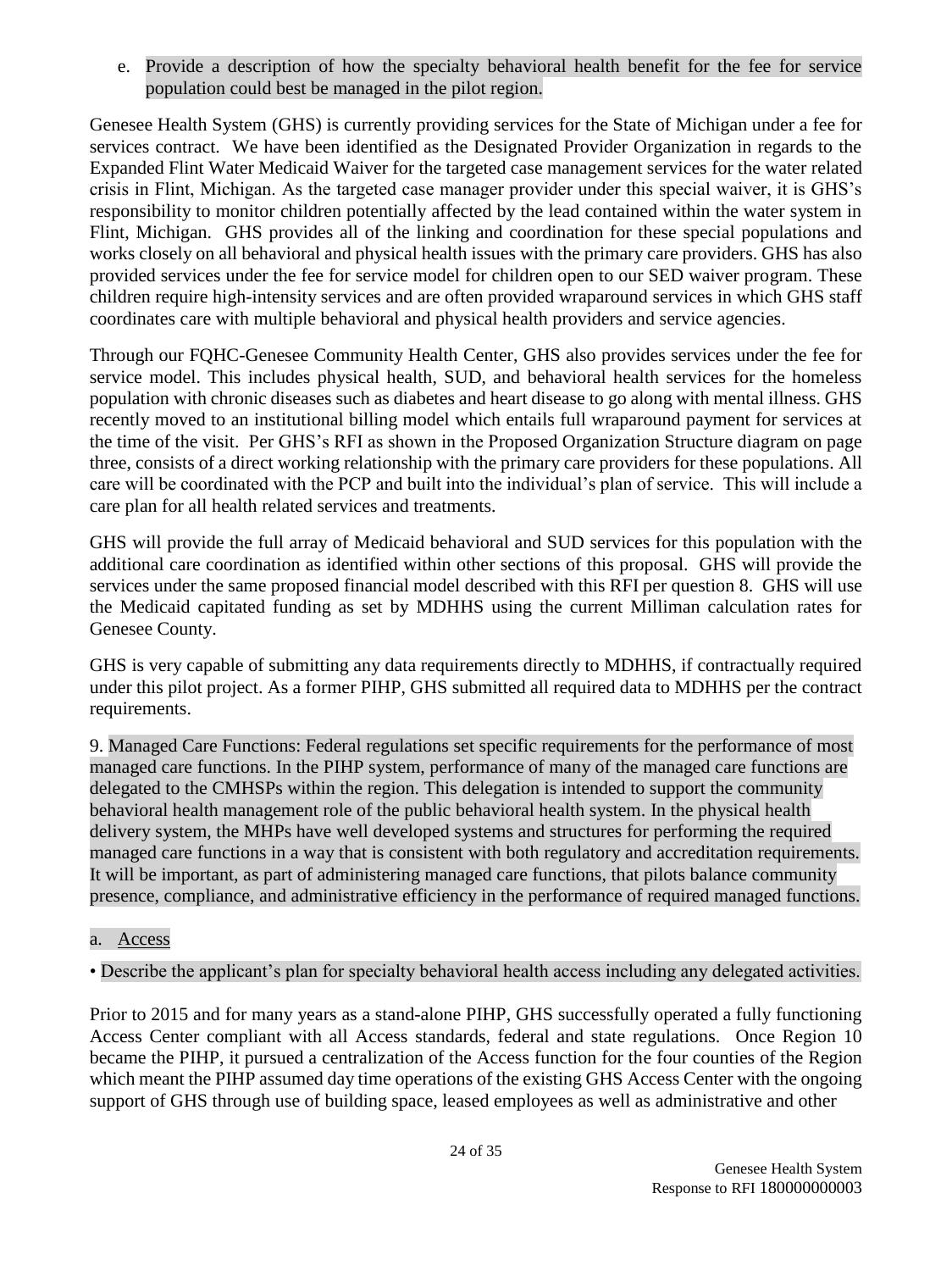e. Provide a description of how the specialty behavioral health benefit for the fee for service population could best be managed in the pilot region.

Genesee Health System (GHS) is currently providing services for the State of Michigan under a fee for services contract. We have been identified as the Designated Provider Organization in regards to the Expanded Flint Water Medicaid Waiver for the targeted case management services for the water related crisis in Flint, Michigan. As the targeted case manager provider under this special waiver, it is GHS's responsibility to monitor children potentially affected by the lead contained within the water system in Flint, Michigan. GHS provides all of the linking and coordination for these special populations and works closely on all behavioral and physical health issues with the primary care providers. GHS has also provided services under the fee for service model for children open to our SED waiver program. These children require high-intensity services and are often provided wraparound services in which GHS staff coordinates care with multiple behavioral and physical health providers and service agencies.

Through our FQHC-Genesee Community Health Center, GHS also provides services under the fee for service model. This includes physical health, SUD, and behavioral health services for the homeless population with chronic diseases such as diabetes and heart disease to go along with mental illness. GHS recently moved to an institutional billing model which entails full wraparound payment for services at the time of the visit. Per GHS's RFI as shown in the Proposed Organization Structure diagram on page three, consists of a direct working relationship with the primary care providers for these populations. All care will be coordinated with the PCP and built into the individual's plan of service. This will include a care plan for all health related services and treatments.

GHS will provide the full array of Medicaid behavioral and SUD services for this population with the additional care coordination as identified within other sections of this proposal. GHS will provide the services under the same proposed financial model described with this RFI per question 8. GHS will use the Medicaid capitated funding as set by MDHHS using the current Milliman calculation rates for Genesee County.

GHS is very capable of submitting any data requirements directly to MDHHS, if contractually required under this pilot project. As a former PIHP, GHS submitted all required data to MDHHS per the contract requirements.

9. Managed Care Functions: Federal regulations set specific requirements for the performance of most managed care functions. In the PIHP system, performance of many of the managed care functions are delegated to the CMHSPs within the region. This delegation is intended to support the community behavioral health management role of the public behavioral health system. In the physical health delivery system, the MHPs have well developed systems and structures for performing the required managed care functions in a way that is consistent with both regulatory and accreditation requirements. It will be important, as part of administering managed care functions, that pilots balance community presence, compliance, and administrative efficiency in the performance of required managed functions.

a. <u>Access</u>

• Describe the applicant's plan for specialty behavioral health access including any delegated activities.

Prior to 2015 and for many years as a stand-alone PIHP, GHS successfully operated a fully functioning Access Center compliant with all Access standards, federal and state regulations. Once Region 10 became the PIHP, it pursued a centralization of the Access function for the four counties of the Region which meant the PIHP assumed day time operations of the existing GHS Access Center with the ongoing support of GHS through use of building space, leased employees as well as administrative and other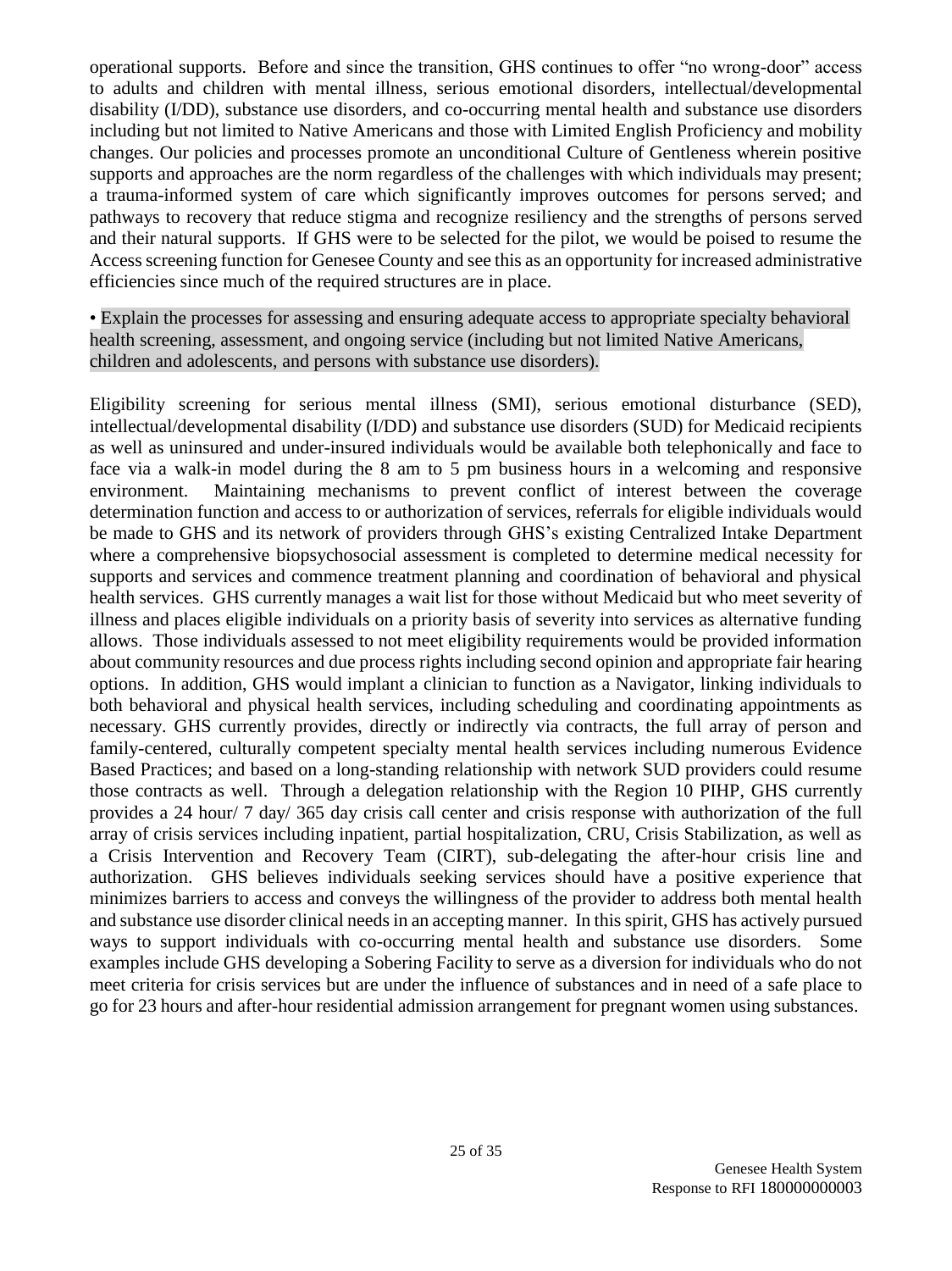operational supports. Before and since the transition, GHS continues to offer "no wrong-door" access to adults and children with mental illness, serious emotional disorders, intellectual/developmental disability (I/DD), substance use disorders, and co-occurring mental health and substance use disorders including but not limited to Native Americans and those with Limited English Proficiency and mobility changes. Our policies and processes promote an unconditional Culture of Gentleness wherein positive supports and approaches are the norm regardless of the challenges with which individuals may present; a trauma-informed system of care which significantly improves outcomes for persons served; and pathways to recovery that reduce stigma and recognize resiliency and the strengths of persons served and their natural supports. If GHS were to be selected for the pilot, we would be poised to resume the Access screening function for Genesee County and see this as an opportunity for increased administrative efficiencies since much of the required structures are in place.

• Explain the processes for assessing and ensuring adequate access to appropriate specialty behavioral health screening, assessment, and ongoing service (including but not limited Native Americans, children and adolescents, and persons with substance use disorders).

Eligibility screening for serious mental illness (SMI), serious emotional disturbance (SED), intellectual/developmental disability (I/DD) and substance use disorders (SUD) for Medicaid recipients as well as uninsured and under-insured individuals would be available both telephonically and face to face via a walk-in model during the 8 am to 5 pm business hours in a welcoming and responsive environment. Maintaining mechanisms to prevent conflict of interest between the coverage determination function and access to or authorization of services, referrals for eligible individuals would be made to GHS and its network of providers through GHS's existing Centralized Intake Department where a comprehensive biopsychosocial assessment is completed to determine medical necessity for supports and services and commence treatment planning and coordination of behavioral and physical health services. GHS currently manages a wait list for those without Medicaid but who meet severity of illness and places eligible individuals on a priority basis of severity into services as alternative funding allows. Those individuals assessed to not meet eligibility requirements would be provided information about community resources and due process rights including second opinion and appropriate fair hearing options. In addition, GHS would implant a clinician to function as a Navigator, linking individuals to both behavioral and physical health services, including scheduling and coordinating appointments as necessary. GHS currently provides, directly or indirectly via contracts, the full array of person and family-centered, culturally competent specialty mental health services including numerous Evidence Based Practices; and based on a long-standing relationship with network SUD providers could resume those contracts as well. Through a delegation relationship with the Region 10 PIHP, GHS currently provides a 24 hour/ 7 day/ 365 day crisis call center and crisis response with authorization of the full array of crisis services including inpatient, partial hospitalization, CRU, Crisis Stabilization, as well as a Crisis Intervention and Recovery Team (CIRT), sub-delegating the after-hour crisis line and authorization. GHS believes individuals seeking services should have a positive experience that minimizes barriers to access and conveys the willingness of the provider to address both mental health and substance use disorder clinical needs in an accepting manner. In this spirit, GHS has actively pursued ways to support individuals with co-occurring mental health and substance use disorders. Some examples include GHS developing a Sobering Facility to serve as a diversion for individuals who do not meet criteria for crisis services but are under the influence of substances and in need of a safe place to go for 23 hours and after-hour residential admission arrangement for pregnant women using substances.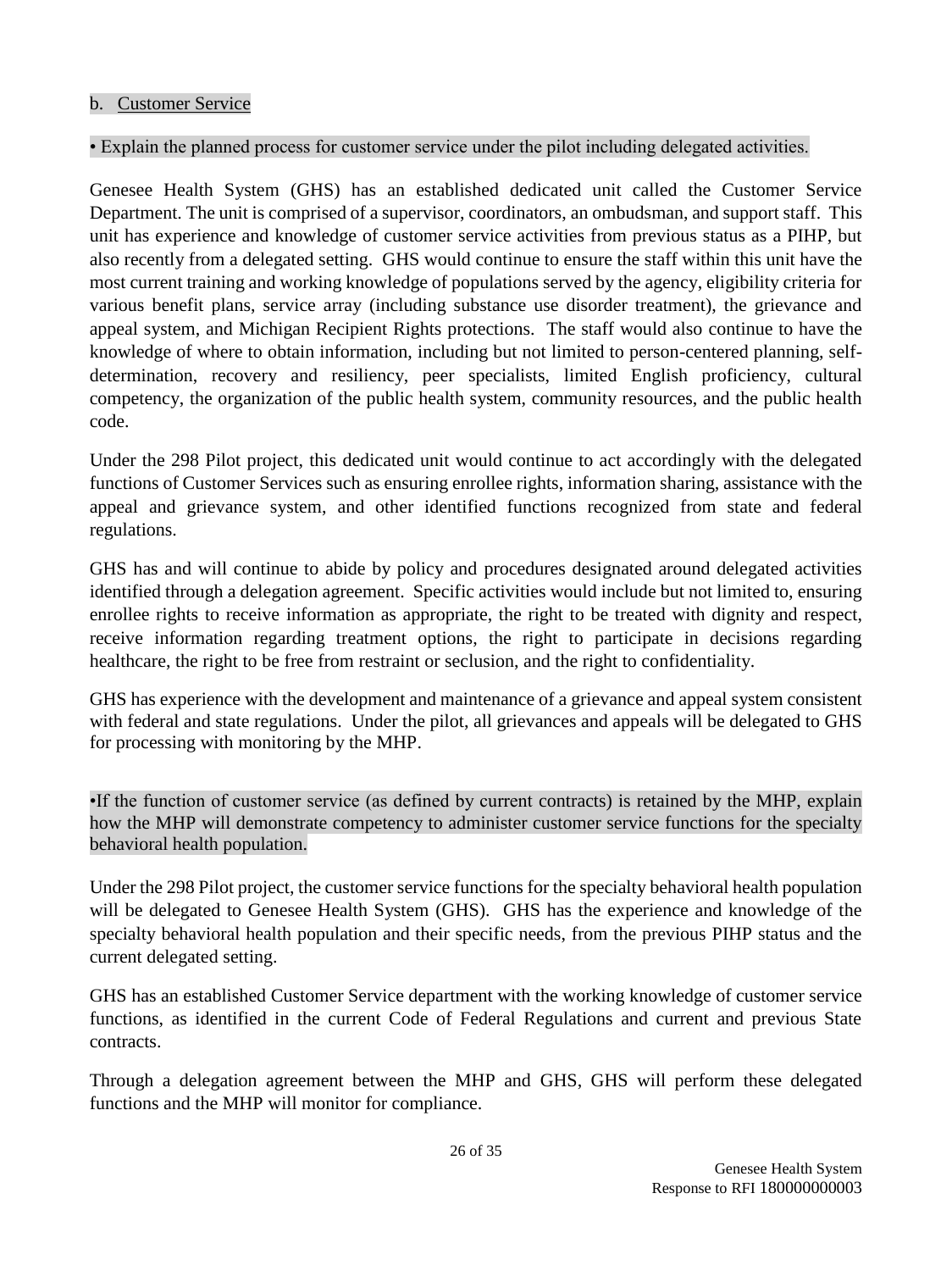### b. Customer Service

• Explain the planned process for customer service under the pilot including delegated activities.

Genesee Health System (GHS) has an established dedicated unit called the Customer Service Department. The unit is comprised of a supervisor, coordinators, an ombudsman, and support staff. This unit has experience and knowledge of customer service activities from previous status as a PIHP, but also recently from a delegated setting. GHS would continue to ensure the staff within this unit have the most current training and working knowledge of populations served by the agency, eligibility criteria for various benefit plans, service array (including substance use disorder treatment), the grievance and appeal system, and Michigan Recipient Rights protections. The staff would also continue to have the knowledge of where to obtain information, including but not limited to person-centered planning, self-determination, recovery and resiliency, peer specialists, limited English proficiency, cultural competency, the organization of the public health system, community resources, and the public health code.

Under the 298 Pilot project, this dedicated unit would continue to act accordingly with the delegated functions of Customer Services such as ensuring enrollee rights, information sharing, assistance with the appeal and grievance system, and other identified functions recognized from state and federal regulations.

GHS has and will continue to abide by policy and procedures designated around delegated activities identified through a delegation agreement. Specific activities would include but not limited to, ensuring enrollee rights to receive information as appropriate, the right to be treated with dignity and respect, receive information regarding treatment options, the right to participate in decisions regarding healthcare, the right to be free from restraint or seclusion, and the right to confidentiality.

GHS has experience with the development and maintenance of a grievance and appeal system consistent with federal and state regulations. Under the pilot, all grievances and appeals will be delegated to GHS for processing with monitoring by the MHP.

•If the function of customer service (as defined by current contracts) is retained by the MHP, explain how the MHP will demonstrate competency to administer customer service functions for the specialty behavioral health population.

Under the 298 Pilot project, the customer service functions for the specialty behavioral health population will be delegated to Genesee Health System (GHS). GHS has the experience and knowledge of the specialty behavioral health population and their specific needs, from the previous PIHP status and the current delegated setting.

GHS has an established Customer Service department with the working knowledge of customer service functions, as identified in the current Code of Federal Regulations and current and previous State contracts.

Through a delegation agreement between the MHP and GHS, GHS will perform these delegated functions and the MHP will monitor for compliance.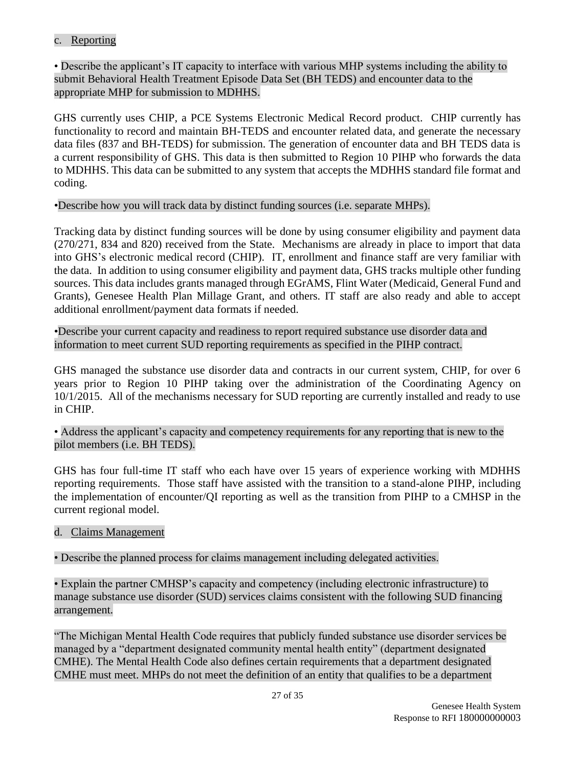c. Reporting

• Describe the applicant's IT capacity to interface with various MHP systems including the ability to submit Behavioral Health Treatment Episode Data Set (BH TEDS) and encounter data to the appropriate MHP for submission to MDHHS.

GHS currently uses CHIP, a PCE Systems Electronic Medical Record product. CHIP currently has functionality to record and maintain BH-TEDS and encounter related data, and generate the necessary data files (837 and BH-TEDS) for submission. The generation of encounter data and BH TEDS data is a current responsibility of GHS. This data is then submitted to Region 10 PIHP who forwards the data to MDHHS. This data can be submitted to any system that accepts the MDHHS standard file format and coding.

•Describe how you will track data by distinct funding sources (i.e. separate MHPs).

Tracking data by distinct funding sources will be done by using consumer eligibility and payment data (270/271, 834 and 820) received from the State. Mechanisms are already in place to import that data into GHS's electronic medical record (CHIP). IT, enrollment and finance staff are very familiar with the data. In addition to using consumer eligibility and payment data, GHS tracks multiple other funding sources. This data includes grants managed through EGrAMS, Flint Water (Medicaid, General Fund and Grants), Genesee Health Plan Millage Grant, and others. IT staff are also ready and able to accept additional enrollment/payment data formats if needed.

•Describe your current capacity and readiness to report required substance use disorder data and information to meet current SUD reporting requirements as specified in the PIHP contract.

GHS managed the substance use disorder data and contracts in our current system, CHIP, for over 6 years prior to Region 10 PIHP taking over the administration of the Coordinating Agency on 10/1/2015. All of the mechanisms necessary for SUD reporting are currently installed and ready to use in CHIP.

• Address the applicant's capacity and competency requirements for any reporting that is new to the pilot members (i.e. BH TEDS).

GHS has four full-time IT staff who each have over 15 years of experience working with MDHHS reporting requirements. Those staff have assisted with the transition to a stand-alone PIHP, including the implementation of encounter/QI reporting as well as the transition from PIHP to a CMHSP in the current regional model.

d. Claims Management

• Describe the planned process for claims management including delegated activities.

• Explain the partner CMHSP's capacity and competency (including electronic infrastructure) to manage substance use disorder (SUD) services claims consistent with the following SUD financing arrangement.

"The Michigan Mental Health Code requires that publicly funded substance use disorder services be managed by a "department designated community mental health entity" (department designated CMHE). The Mental Health Code also defines certain requirements that a department designated CMHE must meet. MHPs do not meet the definition of an entity that qualifies to be a department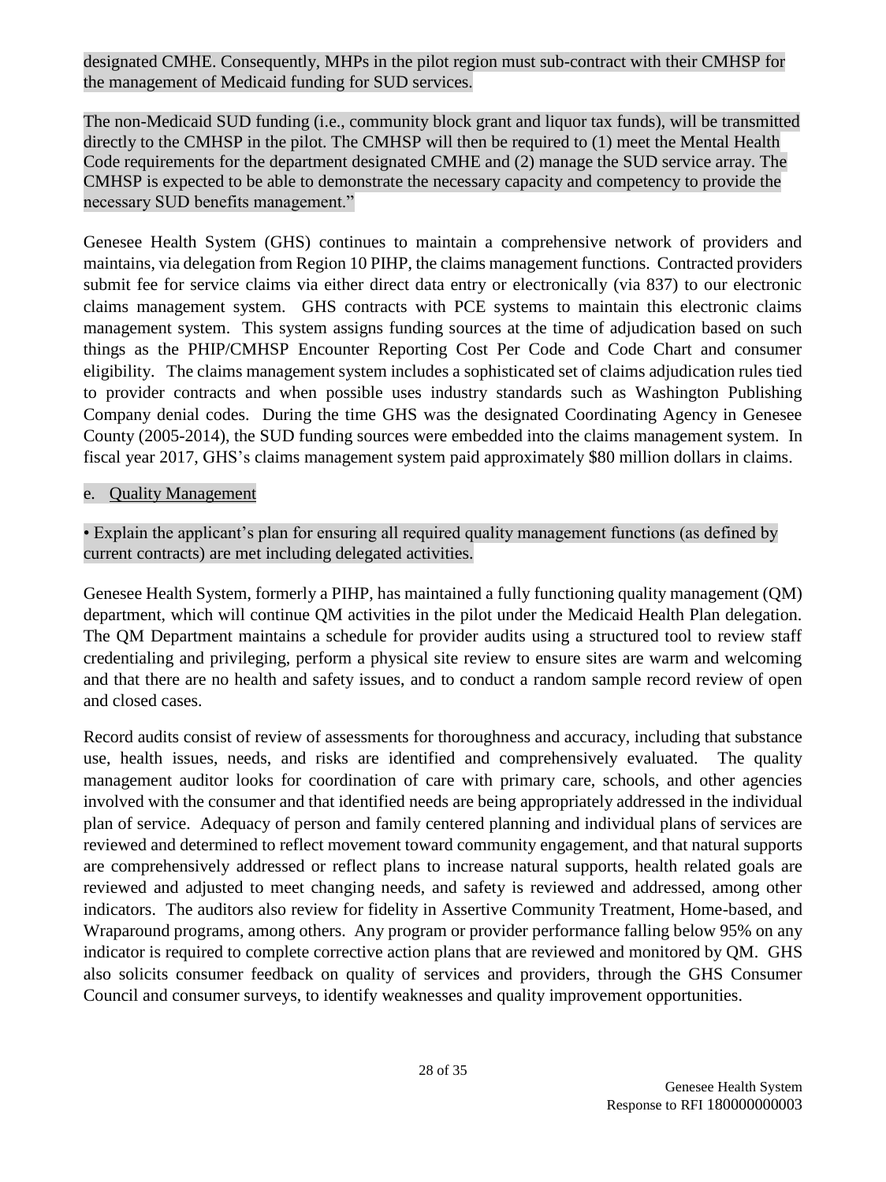designated CMHE. Consequently, MHPs in the pilot region must sub-contract with their CMHSP for the management of Medicaid funding for SUD services.

The non-Medicaid SUD funding (i.e., community block grant and liquor tax funds), will be transmitted directly to the CMHSP in the pilot. The CMHSP will then be required to (1) meet the Mental Health Code requirements for the department designated CMHE and (2) manage the SUD service array. The CMHSP is expected to be able to demonstrate the necessary capacity and competency to provide the necessary SUD benefits management."

Genesee Health System (GHS) continues to maintain a comprehensive network of providers and maintains, via delegation from Region 10 PIHP, the claims management functions. Contracted providers submit fee for service claims via either direct data entry or electronically (via 837) to our electronic claims management system. GHS contracts with PCE systems to maintain this electronic claims management system. This system assigns funding sources at the time of adjudication based on such things as the PHIP/CMHSP Encounter Reporting Cost Per Code and Code Chart and consumer eligibility. The claims management system includes a sophisticated set of claims adjudication rules tied to provider contracts and when possible uses industry standards such as Washington Publishing Company denial codes. During the time GHS was the designated Coordinating Agency in Genesee County (2005-2014), the SUD funding sources were embedded into the claims management system. In fiscal year 2017, GHS's claims management system paid approximately $80 million dollars in claims.

e. Quality Management

• Explain the applicant's plan for ensuring all required quality management functions (as defined by current contracts) are met including delegated activities.

Genesee Health System, formerly a PIHP, has maintained a fully functioning quality management (QM) department, which will continue QM activities in the pilot under the Medicaid Health Plan delegation. The QM Department maintains a schedule for provider audits using a structured tool to review staff credentialing and privileging, perform a physical site review to ensure sites are warm and welcoming and that there are no health and safety issues, and to conduct a random sample record review of open and closed cases.

Record audits consist of review of assessments for thoroughness and accuracy, including that substance use, health issues, needs, and risks are identified and comprehensively evaluated. The quality management auditor looks for coordination of care with primary care, schools, and other agencies involved with the consumer and that identified needs are being appropriately addressed in the individual plan of service. Adequacy of person and family centered planning and individual plans of services are reviewed and determined to reflect movement toward community engagement, and that natural supports are comprehensively addressed or reflect plans to increase natural supports, health related goals are reviewed and adjusted to meet changing needs, and safety is reviewed and addressed, among other indicators. The auditors also review for fidelity in Assertive Community Treatment, Home-based, and Wraparound programs, among others. Any program or provider performance falling below 95% on any indicator is required to complete corrective action plans that are reviewed and monitored by QM. GHS also solicits consumer feedback on quality of services and providers, through the GHS Consumer Council and consumer surveys, to identify weaknesses and quality improvement opportunities.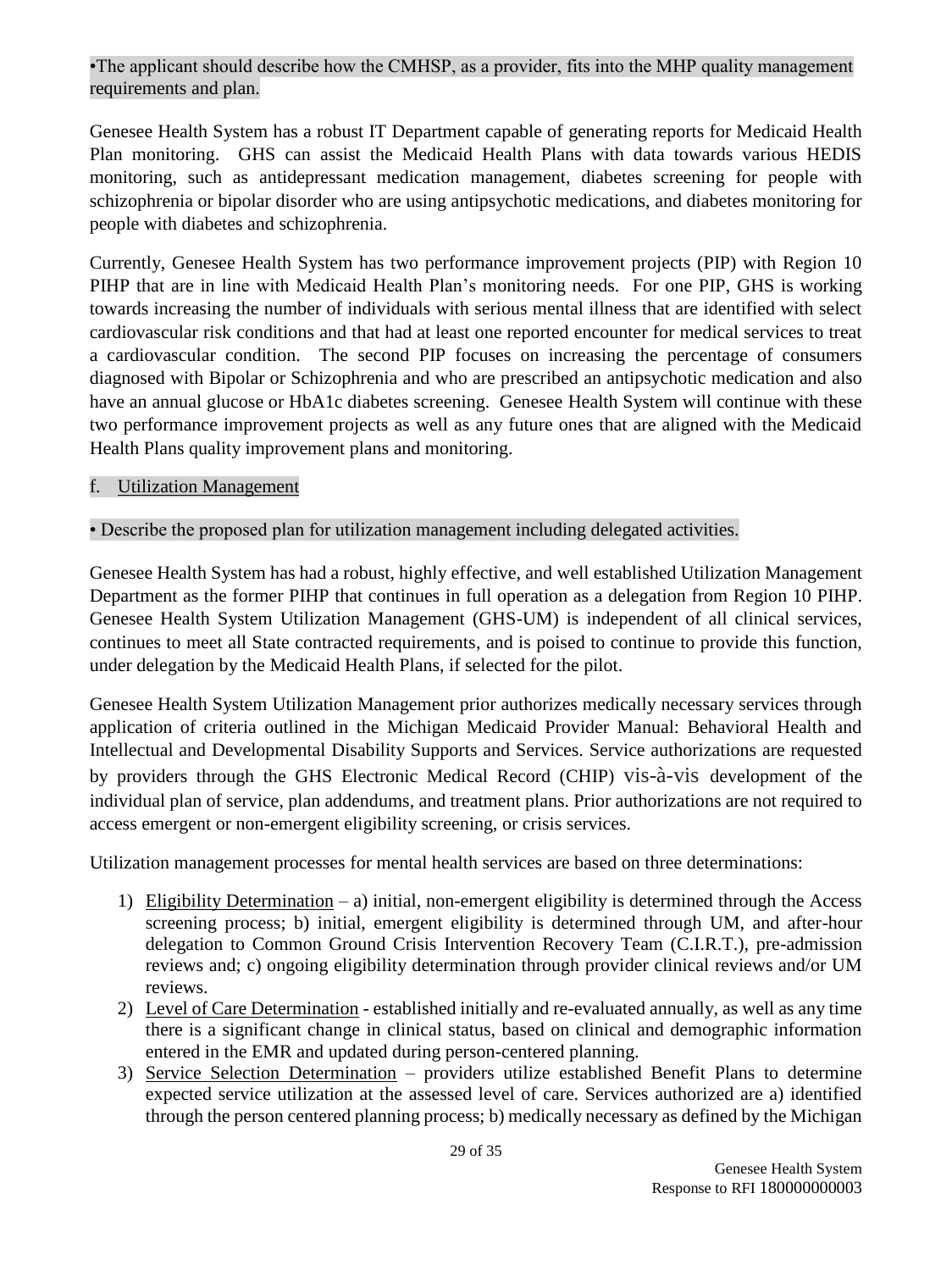•The applicant should describe how the CMHSP, as a provider, fits into the MHP quality management requirements and plan.

Genesee Health System has a robust IT Department capable of generating reports for Medicaid Health Plan monitoring. GHS can assist the Medicaid Health Plans with data towards various HEDIS monitoring, such as antidepressant medication management, diabetes screening for people with schizophrenia or bipolar disorder who are using antipsychotic medications, and diabetes monitoring for people with diabetes and schizophrenia.

Currently, Genesee Health System has two performance improvement projects (PIP) with Region 10 PIHP that are in line with Medicaid Health Plan's monitoring needs. For one PIP, GHS is working towards increasing the number of individuals with serious mental illness that are identified with select cardiovascular risk conditions and that had at least one reported encounter for medical services to treat a cardiovascular condition. The second PIP focuses on increasing the percentage of consumers diagnosed with Bipolar or Schizophrenia and who are prescribed an antipsychotic medication and also have an annual glucose or HbA1c diabetes screening. Genesee Health System will continue with these two performance improvement projects as well as any future ones that are aligned with the Medicaid Health Plans quality improvement plans and monitoring.

f. Utilization Management

• Describe the proposed plan for utilization management including delegated activities.

Genesee Health System has had a robust, highly effective, and well established Utilization Management Department as the former PIHP that continues in full operation as a delegation from Region 10 PIHP. Genesee Health System Utilization Management (GHS-UM) is independent of all clinical services, continues to meet all State contracted requirements, and is poised to continue to provide this function, under delegation by the Medicaid Health Plans, if selected for the pilot.

Genesee Health System Utilization Management prior authorizes medically necessary services through application of criteria outlined in the Michigan Medicaid Provider Manual: Behavioral Health and Intellectual and Developmental Disability Supports and Services. Service authorizations are requested by providers through the GHS Electronic Medical Record (CHIP) vis-à-vis development of the individual plan of service, plan addendums, and treatment plans. Prior authorizations are not required to access emergent or non-emergent eligibility screening, or crisis services.

Utilization management processes for mental health services are based on three determinations:

1) Eligibility Determination – a) initial, non-emergent eligibility is determined through the Access screening process; b) initial, emergent eligibility is determined through UM, and after-hour delegation to Common Ground Crisis Intervention Recovery Team (C.I.R.T.), pre-admission reviews and; c) ongoing eligibility determination through provider clinical reviews and/or UM reviews.
2) Level of Care Determination - established initially and re-evaluated annually, as well as any time there is a significant change in clinical status, based on clinical and demographic information entered in the EMR and updated during person-centered planning.
3) Service Selection Determination – providers utilize established Benefit Plans to determine expected service utilization at the assessed level of care. Services authorized are a) identified through the person centered planning process; b) medically necessary as defined by the Michigan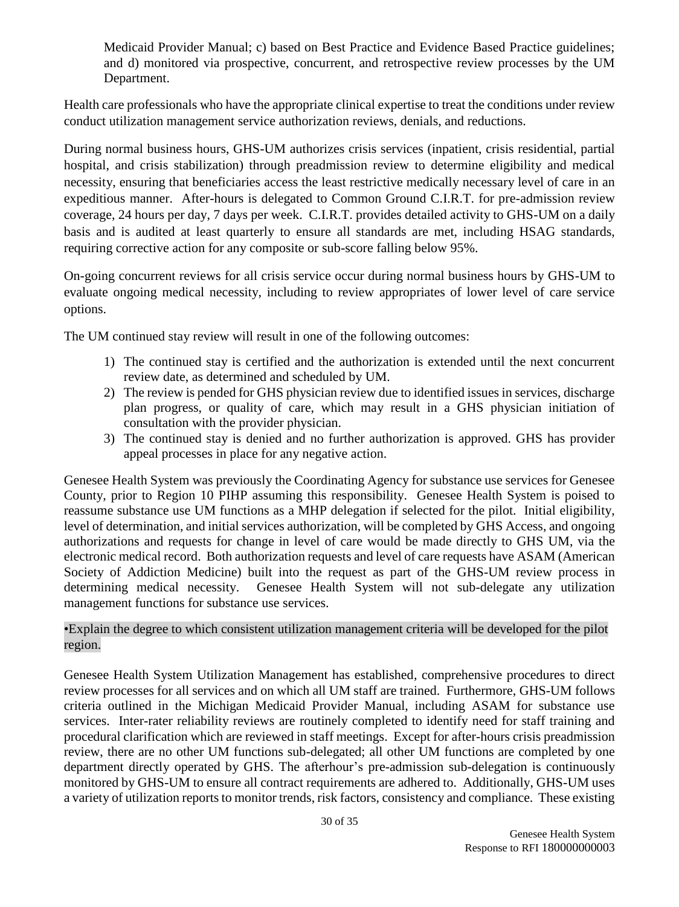Medicaid Provider Manual; c) based on Best Practice and Evidence Based Practice guidelines; and d) monitored via prospective, concurrent, and retrospective review processes by the UM Department.

Health care professionals who have the appropriate clinical expertise to treat the conditions under review conduct utilization management service authorization reviews, denials, and reductions.

During normal business hours, GHS-UM authorizes crisis services (inpatient, crisis residential, partial hospital, and crisis stabilization) through preadmission review to determine eligibility and medical necessity, ensuring that beneficiaries access the least restrictive medically necessary level of care in an expeditious manner. After-hours is delegated to Common Ground C.I.R.T. for pre-admission review coverage, 24 hours per day, 7 days per week. C.I.R.T. provides detailed activity to GHS-UM on a daily basis and is audited at least quarterly to ensure all standards are met, including HSAG standards, requiring corrective action for any composite or sub-score falling below 95%.

On-going concurrent reviews for all crisis service occur during normal business hours by GHS-UM to evaluate ongoing medical necessity, including to review appropriates of lower level of care service options.

The UM continued stay review will result in one of the following outcomes:

1) The continued stay is certified and the authorization is extended until the next concurrent review date, as determined and scheduled by UM.
2) The review is pended for GHS physician review due to identified issues in services, discharge plan progress, or quality of care, which may result in a GHS physician initiation of consultation with the provider physician.
3) The continued stay is denied and no further authorization is approved. GHS has provider appeal processes in place for any negative action.

Genesee Health System was previously the Coordinating Agency for substance use services for Genesee County, prior to Region 10 PIHP assuming this responsibility. Genesee Health System is poised to reassume substance use UM functions as a MHP delegation if selected for the pilot. Initial eligibility, level of determination, and initial services authorization, will be completed by GHS Access, and ongoing authorizations and requests for change in level of care would be made directly to GHS UM, via the electronic medical record. Both authorization requests and level of care requests have ASAM (American Society of Addiction Medicine) built into the request as part of the GHS-UM review process in determining medical necessity. Genesee Health System will not sub-delegate any utilization management functions for substance use services.

•Explain the degree to which consistent utilization management criteria will be developed for the pilot region.

Genesee Health System Utilization Management has established, comprehensive procedures to direct review processes for all services and on which all UM staff are trained. Furthermore, GHS-UM follows criteria outlined in the Michigan Medicaid Provider Manual, including ASAM for substance use services. Inter-rater reliability reviews are routinely completed to identify need for staff training and procedural clarification which are reviewed in staff meetings. Except for after-hours crisis preadmission review, there are no other UM functions sub-delegated; all other UM functions are completed by one department directly operated by GHS. The afterhour's pre-admission sub-delegation is continuously monitored by GHS-UM to ensure all contract requirements are adhered to. Additionally, GHS-UM uses a variety of utilization reports to monitor trends, risk factors, consistency and compliance. These existing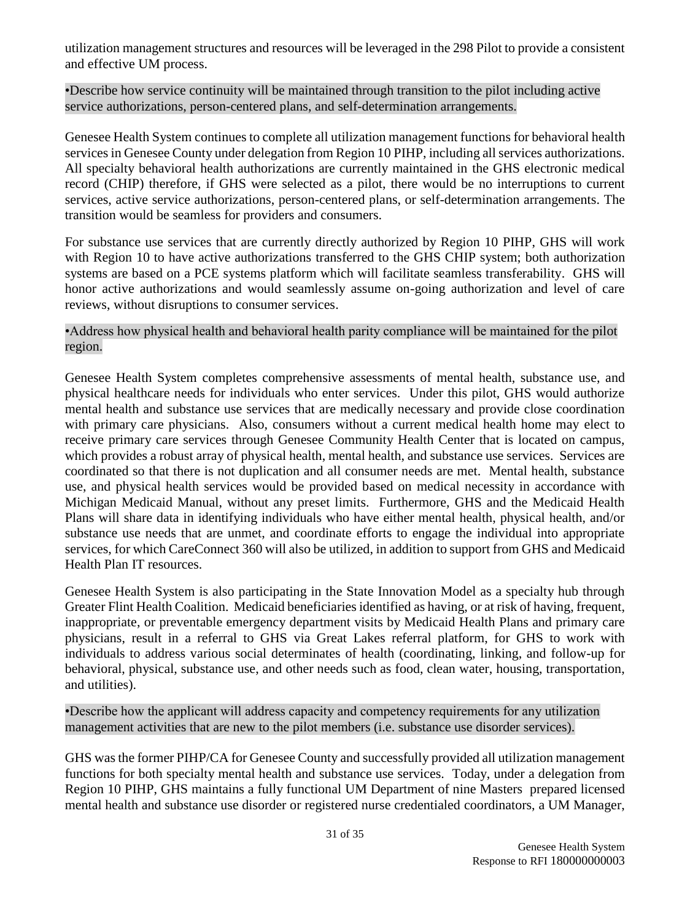utilization management structures and resources will be leveraged in the 298 Pilot to provide a consistent and effective UM process.

•Describe how service continuity will be maintained through transition to the pilot including active service authorizations, person-centered plans, and self-determination arrangements.

Genesee Health System continues to complete all utilization management functions for behavioral health services in Genesee County under delegation from Region 10 PIHP, including all services authorizations. All specialty behavioral health authorizations are currently maintained in the GHS electronic medical record (CHIP) therefore, if GHS were selected as a pilot, there would be no interruptions to current services, active service authorizations, person-centered plans, or self-determination arrangements. The transition would be seamless for providers and consumers.

For substance use services that are currently directly authorized by Region 10 PIHP, GHS will work with Region 10 to have active authorizations transferred to the GHS CHIP system; both authorization systems are based on a PCE systems platform which will facilitate seamless transferability. GHS will honor active authorizations and would seamlessly assume on-going authorization and level of care reviews, without disruptions to consumer services.

•Address how physical health and behavioral health parity compliance will be maintained for the pilot region.

Genesee Health System completes comprehensive assessments of mental health, substance use, and physical healthcare needs for individuals who enter services. Under this pilot, GHS would authorize mental health and substance use services that are medically necessary and provide close coordination with primary care physicians. Also, consumers without a current medical health home may elect to receive primary care services through Genesee Community Health Center that is located on campus, which provides a robust array of physical health, mental health, and substance use services. Services are coordinated so that there is not duplication and all consumer needs are met. Mental health, substance use, and physical health services would be provided based on medical necessity in accordance with Michigan Medicaid Manual, without any preset limits. Furthermore, GHS and the Medicaid Health Plans will share data in identifying individuals who have either mental health, physical health, and/or substance use needs that are unmet, and coordinate efforts to engage the individual into appropriate services, for which CareConnect 360 will also be utilized, in addition to support from GHS and Medicaid Health Plan IT resources.

Genesee Health System is also participating in the State Innovation Model as a specialty hub through Greater Flint Health Coalition. Medicaid beneficiaries identified as having, or at risk of having, frequent, inappropriate, or preventable emergency department visits by Medicaid Health Plans and primary care physicians, result in a referral to GHS via Great Lakes referral platform, for GHS to work with individuals to address various social determinates of health (coordinating, linking, and follow-up for behavioral, physical, substance use, and other needs such as food, clean water, housing, transportation, and utilities).

•Describe how the applicant will address capacity and competency requirements for any utilization management activities that are new to the pilot members (i.e. substance use disorder services).

GHS was the former PIHP/CA for Genesee County and successfully provided all utilization management functions for both specialty mental health and substance use services. Today, under a delegation from Region 10 PIHP, GHS maintains a fully functional UM Department of nine Masters prepared licensed mental health and substance use disorder or registered nurse credentialed coordinators, a UM Manager,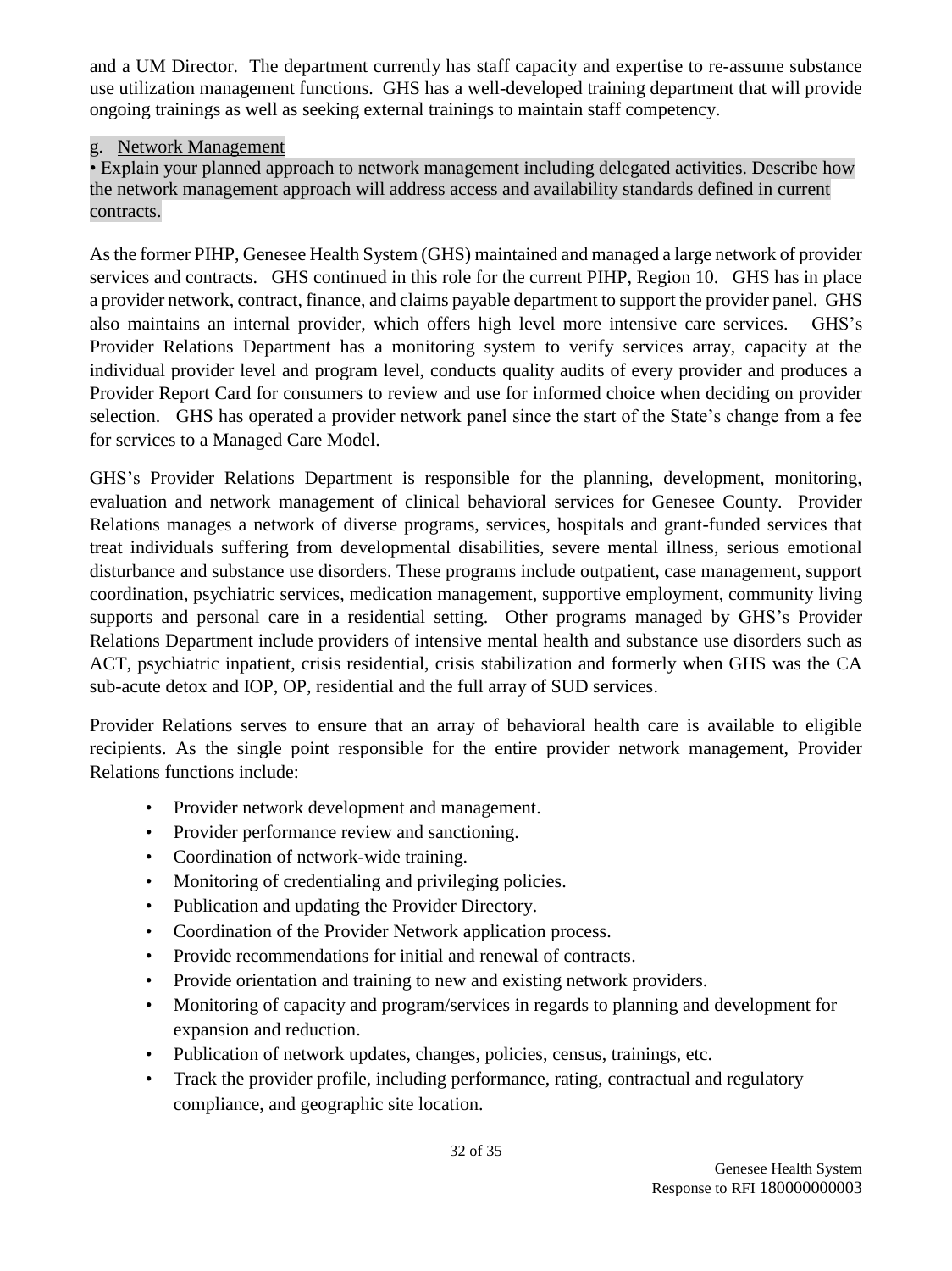and a UM Director. The department currently has staff capacity and expertise to re-assume substance use utilization management functions. GHS has a well-developed training department that will provide ongoing trainings as well as seeking external trainings to maintain staff competency.

### g. Network Management

• Explain your planned approach to network management including delegated activities. Describe how the network management approach will address access and availability standards defined in current contracts.

As the former PIHP, Genesee Health System (GHS) maintained and managed a large network of provider services and contracts. GHS continued in this role for the current PIHP, Region 10. GHS has in place a provider network, contract, finance, and claims payable department to support the provider panel. GHS also maintains an internal provider, which offers high level more intensive care services. GHS's Provider Relations Department has a monitoring system to verify services array, capacity at the individual provider level and program level, conducts quality audits of every provider and produces a Provider Report Card for consumers to review and use for informed choice when deciding on provider selection. GHS has operated a provider network panel since the start of the State's change from a fee for services to a Managed Care Model.

GHS's Provider Relations Department is responsible for the planning, development, monitoring, evaluation and network management of clinical behavioral services for Genesee County. Provider Relations manages a network of diverse programs, services, hospitals and grant-funded services that treat individuals suffering from developmental disabilities, severe mental illness, serious emotional disturbance and substance use disorders. These programs include outpatient, case management, support coordination, psychiatric services, medication management, supportive employment, community living supports and personal care in a residential setting. Other programs managed by GHS's Provider Relations Department include providers of intensive mental health and substance use disorders such as ACT, psychiatric inpatient, crisis residential, crisis stabilization and formerly when GHS was the CA sub-acute detox and IOP, OP, residential and the full array of SUD services.

Provider Relations serves to ensure that an array of behavioral health care is available to eligible recipients. As the single point responsible for the entire provider network management, Provider Relations functions include:

- Provider network development and management.
- Provider performance review and sanctioning.
- Coordination of network-wide training.
- Monitoring of credentialing and privileging policies.
- Publication and updating the Provider Directory.
- Coordination of the Provider Network application process.
- Provide recommendations for initial and renewal of contracts.
- Provide orientation and training to new and existing network providers.
- Monitoring of capacity and program/services in regards to planning and development for expansion and reduction.
- Publication of network updates, changes, policies, census, trainings, etc.
- Track the provider profile, including performance, rating, contractual and regulatory compliance, and geographic site location.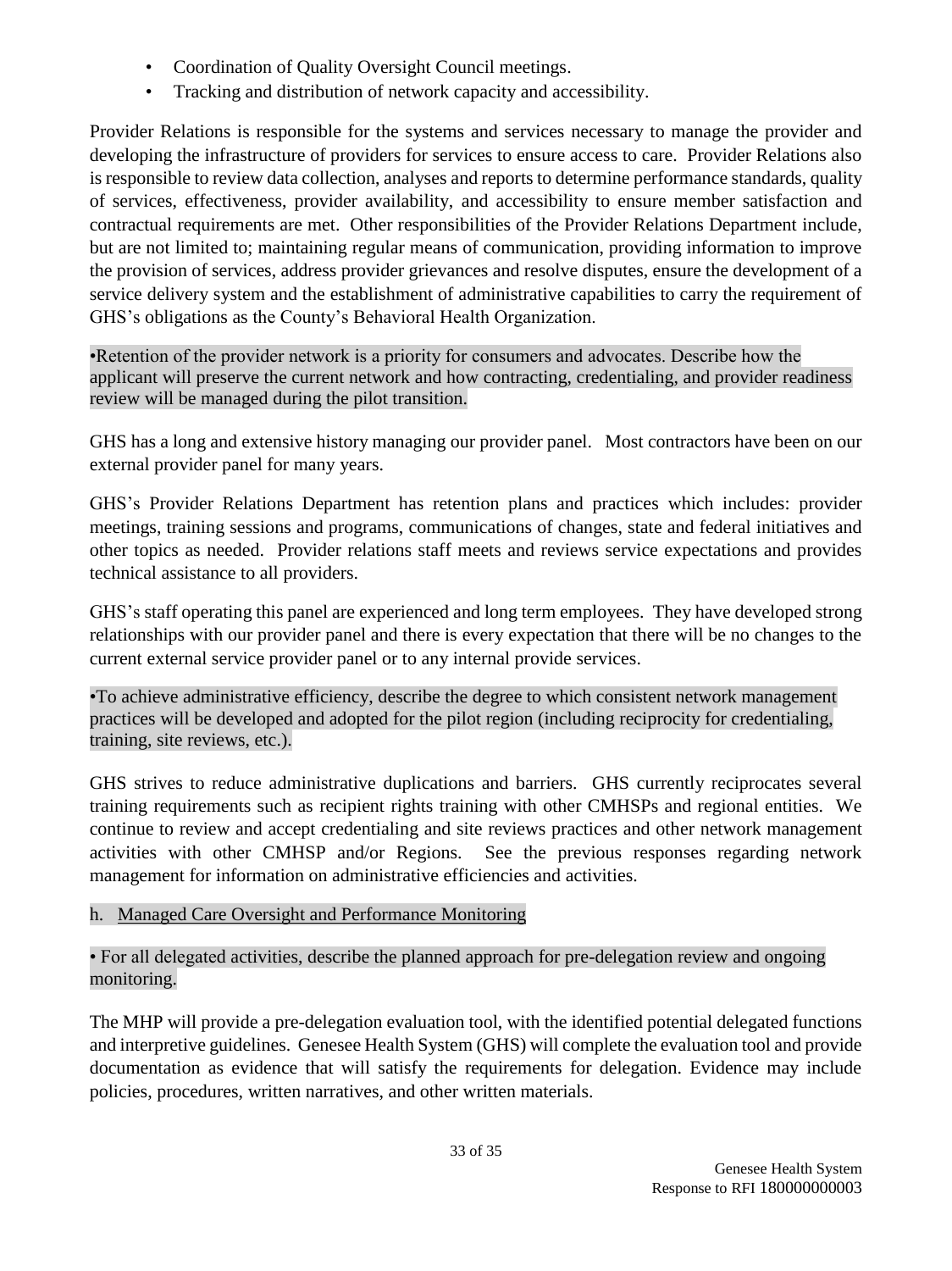- Coordination of Quality Oversight Council meetings.
- Tracking and distribution of network capacity and accessibility.

Provider Relations is responsible for the systems and services necessary to manage the provider and developing the infrastructure of providers for services to ensure access to care. Provider Relations also is responsible to review data collection, analyses and reports to determine performance standards, quality of services, effectiveness, provider availability, and accessibility to ensure member satisfaction and contractual requirements are met. Other responsibilities of the Provider Relations Department include, but are not limited to; maintaining regular means of communication, providing information to improve the provision of services, address provider grievances and resolve disputes, ensure the development of a service delivery system and the establishment of administrative capabilities to carry the requirement of GHS's obligations as the County's Behavioral Health Organization.

•Retention of the provider network is a priority for consumers and advocates. Describe how the applicant will preserve the current network and how contracting, credentialing, and provider readiness review will be managed during the pilot transition.

GHS has a long and extensive history managing our provider panel. Most contractors have been on our external provider panel for many years.

GHS's Provider Relations Department has retention plans and practices which includes: provider meetings, training sessions and programs, communications of changes, state and federal initiatives and other topics as needed. Provider relations staff meets and reviews service expectations and provides technical assistance to all providers.

GHS's staff operating this panel are experienced and long term employees. They have developed strong relationships with our provider panel and there is every expectation that there will be no changes to the current external service provider panel or to any internal provide services.

•To achieve administrative efficiency, describe the degree to which consistent network management practices will be developed and adopted for the pilot region (including reciprocity for credentialing, training, site reviews, etc.).

GHS strives to reduce administrative duplications and barriers. GHS currently reciprocates several training requirements such as recipient rights training with other CMHSPs and regional entities. We continue to review and accept credentialing and site reviews practices and other network management activities with other CMHSP and/or Regions. See the previous responses regarding network management for information on administrative efficiencies and activities.

h. Managed Care Oversight and Performance Monitoring

• For all delegated activities, describe the planned approach for pre-delegation review and ongoing monitoring.

The MHP will provide a pre-delegation evaluation tool, with the identified potential delegated functions and interpretive guidelines. Genesee Health System (GHS) will complete the evaluation tool and provide documentation as evidence that will satisfy the requirements for delegation. Evidence may include policies, procedures, written narratives, and other written materials.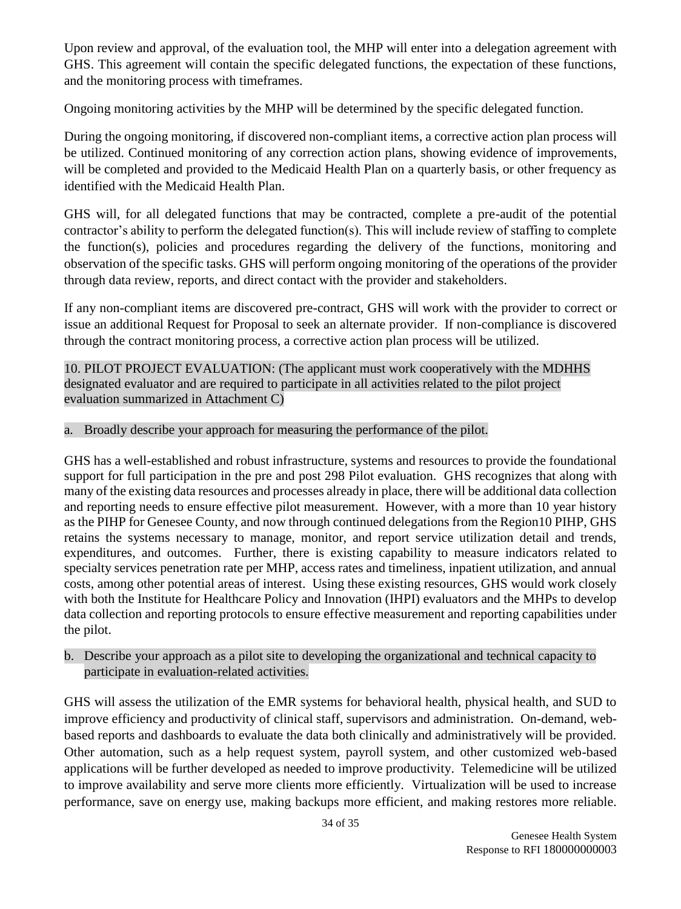Upon review and approval, of the evaluation tool, the MHP will enter into a delegation agreement with GHS. This agreement will contain the specific delegated functions, the expectation of these functions, and the monitoring process with timeframes.

Ongoing monitoring activities by the MHP will be determined by the specific delegated function.

During the ongoing monitoring, if discovered non-compliant items, a corrective action plan process will be utilized. Continued monitoring of any correction action plans, showing evidence of improvements, will be completed and provided to the Medicaid Health Plan on a quarterly basis, or other frequency as identified with the Medicaid Health Plan.

GHS will, for all delegated functions that may be contracted, complete a pre-audit of the potential contractor's ability to perform the delegated function(s). This will include review of staffing to complete the function(s), policies and procedures regarding the delivery of the functions, monitoring and observation of the specific tasks. GHS will perform ongoing monitoring of the operations of the provider through data review, reports, and direct contact with the provider and stakeholders.

If any non-compliant items are discovered pre-contract, GHS will work with the provider to correct or issue an additional Request for Proposal to seek an alternate provider. If non-compliance is discovered through the contract monitoring process, a corrective action plan process will be utilized.

10. PILOT PROJECT EVALUATION: (The applicant must work cooperatively with the MDHHS designated evaluator and are required to participate in all activities related to the pilot project evaluation summarized in Attachment C)

a. Broadly describe your approach for measuring the performance of the pilot.

GHS has a well-established and robust infrastructure, systems and resources to provide the foundational support for full participation in the pre and post 298 Pilot evaluation. GHS recognizes that along with many of the existing data resources and processes already in place, there will be additional data collection and reporting needs to ensure effective pilot measurement. However, with a more than 10 year history as the PIHP for Genesee County, and now through continued delegations from the Region10 PIHP, GHS retains the systems necessary to manage, monitor, and report service utilization detail and trends, expenditures, and outcomes. Further, there is existing capability to measure indicators related to specialty services penetration rate per MHP, access rates and timeliness, inpatient utilization, and annual costs, among other potential areas of interest. Using these existing resources, GHS would work closely with both the Institute for Healthcare Policy and Innovation (IHPI) evaluators and the MHPs to develop data collection and reporting protocols to ensure effective measurement and reporting capabilities under the pilot.

b. Describe your approach as a pilot site to developing the organizational and technical capacity to participate in evaluation-related activities.

GHS will assess the utilization of the EMR systems for behavioral health, physical health, and SUD to improve efficiency and productivity of clinical staff, supervisors and administration. On-demand, web-based reports and dashboards to evaluate the data both clinically and administratively will be provided. Other automation, such as a help request system, payroll system, and other customized web-based applications will be further developed as needed to improve productivity. Telemedicine will be utilized to improve availability and serve more clients more efficiently. Virtualization will be used to increase performance, save on energy use, making backups more efficient, and making restores more reliable.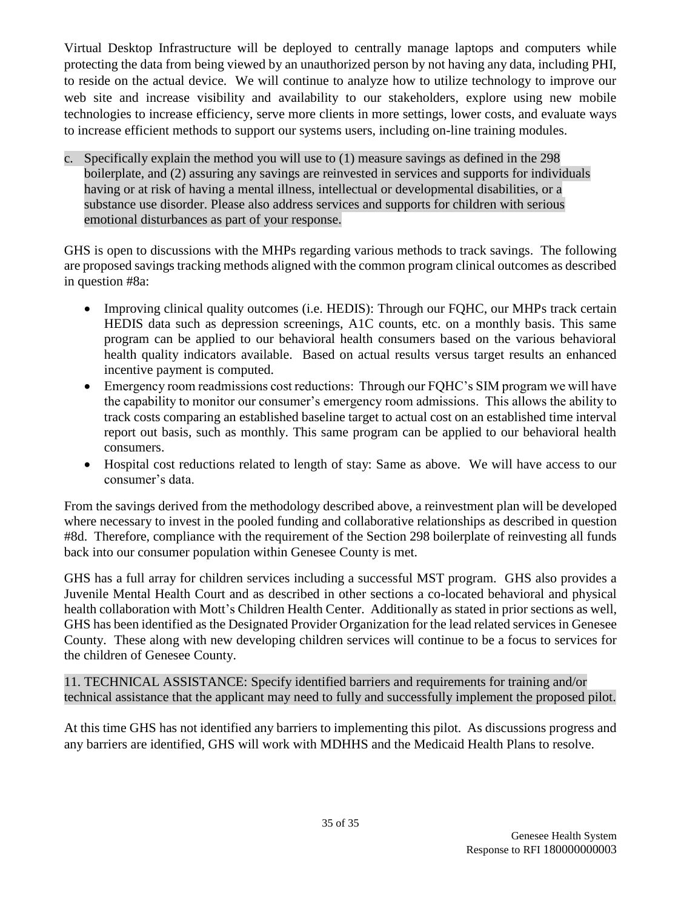Virtual Desktop Infrastructure will be deployed to centrally manage laptops and computers while protecting the data from being viewed by an unauthorized person by not having any data, including PHI, to reside on the actual device. We will continue to analyze how to utilize technology to improve our web site and increase visibility and availability to our stakeholders, explore using new mobile technologies to increase efficiency, serve more clients in more settings, lower costs, and evaluate ways to increase efficient methods to support our systems users, including on-line training modules.

c. Specifically explain the method you will use to (1) measure savings as defined in the 298 boilerplate, and (2) assuring any savings are reinvested in services and supports for individuals having or at risk of having a mental illness, intellectual or developmental disabilities, or a substance use disorder. Please also address services and supports for children with serious emotional disturbances as part of your response.

GHS is open to discussions with the MHPs regarding various methods to track savings. The following are proposed savings tracking methods aligned with the common program clinical outcomes as described in question #8a:

- Improving clinical quality outcomes (i.e. HEDIS): Through our FQHC, our MHPs track certain HEDIS data such as depression screenings, A1C counts, etc. on a monthly basis. This same program can be applied to our behavioral health consumers based on the various behavioral health quality indicators available. Based on actual results versus target results an enhanced incentive payment is computed.
- Emergency room readmissions cost reductions: Through our FQHC's SIM program we will have the capability to monitor our consumer's emergency room admissions. This allows the ability to track costs comparing an established baseline target to actual cost on an established time interval report out basis, such as monthly. This same program can be applied to our behavioral health consumers.
- Hospital cost reductions related to length of stay: Same as above. We will have access to our consumer's data.

From the savings derived from the methodology described above, a reinvestment plan will be developed where necessary to invest in the pooled funding and collaborative relationships as described in question #8d. Therefore, compliance with the requirement of the Section 298 boilerplate of reinvesting all funds back into our consumer population within Genesee County is met.

GHS has a full array for children services including a successful MST program. GHS also provides a Juvenile Mental Health Court and as described in other sections a co-located behavioral and physical health collaboration with Mott's Children Health Center. Additionally as stated in prior sections as well, GHS has been identified as the Designated Provider Organization for the lead related services in Genesee County. These along with new developing children services will continue to be a focus to services for the children of Genesee County.

11. TECHNICAL ASSISTANCE: Specify identified barriers and requirements for training and/or technical assistance that the applicant may need to fully and successfully implement the proposed pilot.

At this time GHS has not identified any barriers to implementing this pilot. As discussions progress and any barriers are identified, GHS will work with MDHHS and the Medicaid Health Plans to resolve.